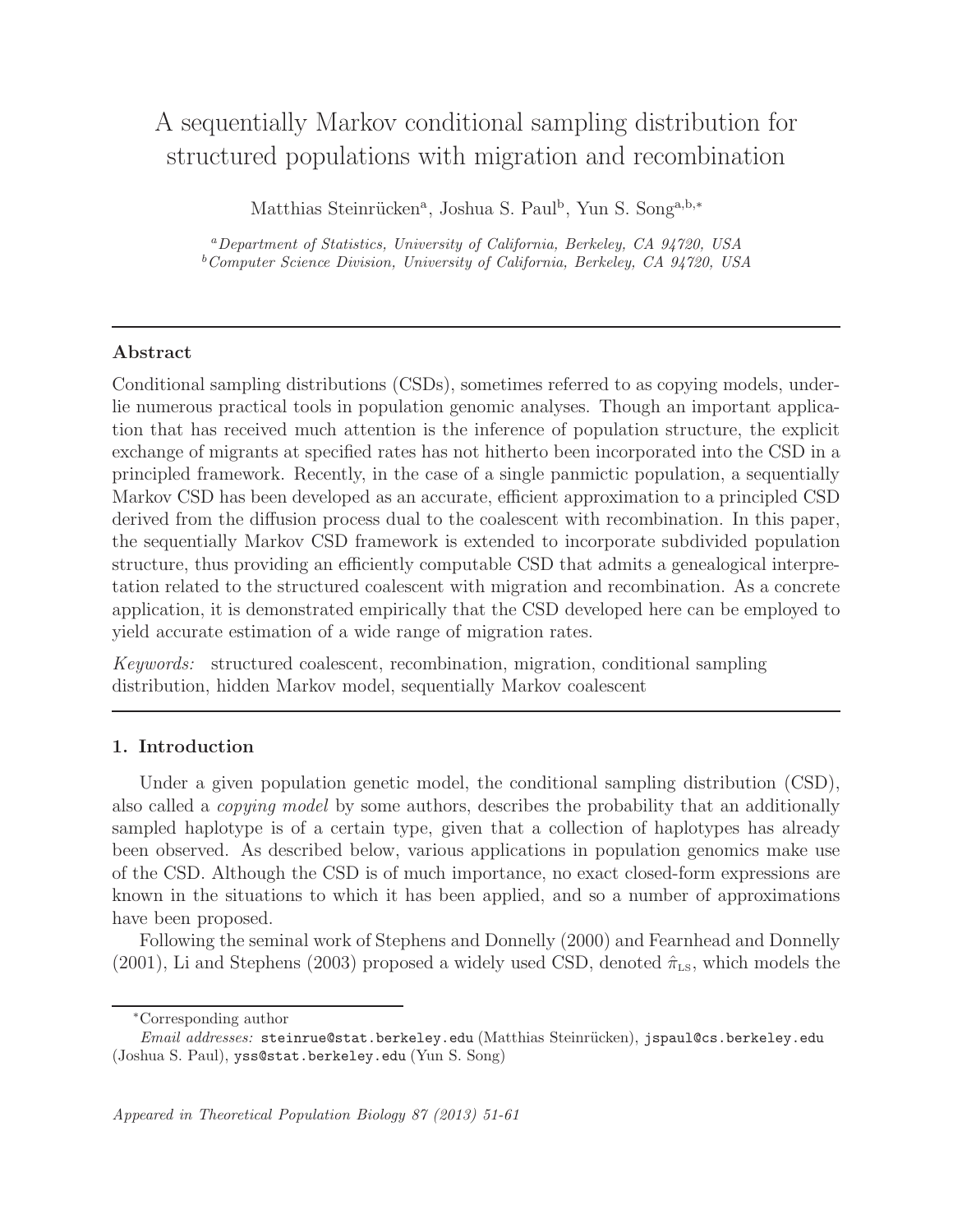# A sequentially Markov conditional sampling distribution for structured populations with migration and recombination

Matthias Steinrücken[a], Joshua S. Paul[b], Yun S. Song[a,b,*]

[a] *Department of Statistics, University of California, Berkeley, CA 94720, USA*
[b] *Computer Science Division, University of California, Berkeley, CA 94720, USA*

---

## Abstract

Conditional sampling distributions (CSDs), sometimes referred to as copying models, underlie numerous practical tools in population genomic analyses. Though an important application that has received much attention is the inference of population structure, the explicit exchange of migrants at specified rates has not hitherto been incorporated into the CSD in a principled framework. Recently, in the case of a single panmictic population, a sequentially Markov CSD has been developed as an accurate, efficient approximation to a principled CSD derived from the diffusion process dual to the coalescent with recombination. In this paper, the sequentially Markov CSD framework is extended to incorporate subdivided population structure, thus providing an efficiently computable CSD that admits a genealogical interpretation related to the structured coalescent with migration and recombination. As a concrete application, it is demonstrated empirically that the CSD developed here can be employed to yield accurate estimation of a wide range of migration rates.

*Keywords:* structured coalescent, recombination, migration, conditional sampling distribution, hidden Markov model, sequentially Markov coalescent

---

## 1. Introduction

Under a given population genetic model, the conditional sampling distribution (CSD), also called a *copying model* by some authors, describes the probability that an additionally sampled haplotype is of a certain type, given that a collection of haplotypes has already been observed. As described below, various applications in population genomics make use of the CSD. Although the CSD is of much importance, no exact closed-form expressions are known in the situations to which it has been applied, and so a number of approximations have been proposed.

Following the seminal work of Stephens and Donnelly (2000) and Fearnhead and Donnelly (2001), Li and Stephens (2003) proposed a widely used CSD, denoted $\hat{\pi}_{\text{LS}}$, which models the

---

*Corresponding author

*Email addresses:* steinrue@stat.berkeley.edu (Matthias Steinrücken), jspaul@cs.berkeley.edu (Joshua S. Paul), yss@stat.berkeley.edu (Yun S. Song)

*Appeared in Theoretical Population Biology 87 (2013) 51-61*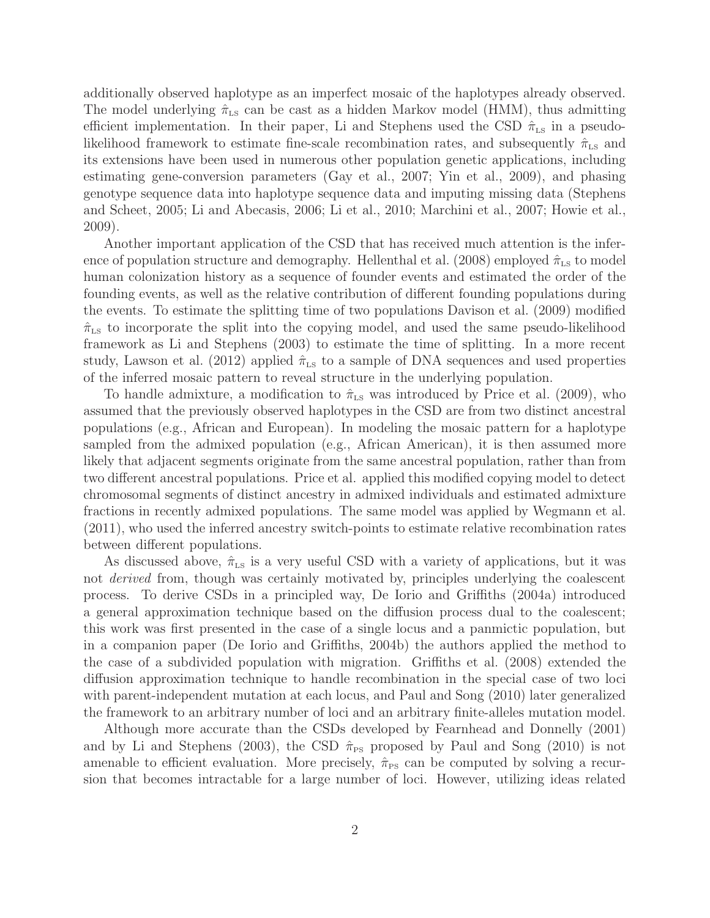additionally observed haplotype as an imperfect mosaic of the haplotypes already observed. The model underlying $\hat{\pi}_{\text{LS}}$ can be cast as a hidden Markov model (HMM), thus admitting efficient implementation. In their paper, Li and Stephens used the CSD $\hat{\pi}_{\text{LS}}$ in a pseudo-likelihood framework to estimate fine-scale recombination rates, and subsequently $\hat{\pi}_{\text{LS}}$ and its extensions have been used in numerous other population genetic applications, including estimating gene-conversion parameters (Gay et al., 2007; Yin et al., 2009), and phasing genotype sequence data into haplotype sequence data and imputing missing data (Stephens and Scheet, 2005; Li and Abecasis, 2006; Li et al., 2010; Marchini et al., 2007; Howie et al., 2009).

Another important application of the CSD that has received much attention is the inference of population structure and demography. Hellenthal et al. (2008) employed $\hat{\pi}_{\text{LS}}$ to model human colonization history as a sequence of founder events and estimated the order of the founding events, as well as the relative contribution of different founding populations during the events. To estimate the splitting time of two populations Davison et al. (2009) modified $\hat{\pi}_{\text{LS}}$ to incorporate the split into the copying model, and used the same pseudo-likelihood framework as Li and Stephens (2003) to estimate the time of splitting. In a more recent study, Lawson et al. (2012) applied $\hat{\pi}_{\text{LS}}$ to a sample of DNA sequences and used properties of the inferred mosaic pattern to reveal structure in the underlying population.

To handle admixture, a modification to $\hat{\pi}_{\text{LS}}$ was introduced by Price et al. (2009), who assumed that the previously observed haplotypes in the CSD are from two distinct ancestral populations (e.g., African and European). In modeling the mosaic pattern for a haplotype sampled from the admixed population (e.g., African American), it is then assumed more likely that adjacent segments originate from the same ancestral population, rather than from two different ancestral populations. Price et al. applied this modified copying model to detect chromosomal segments of distinct ancestry in admixed individuals and estimated admixture fractions in recently admixed populations. The same model was applied by Wegmann et al. (2011), who used the inferred ancestry switch-points to estimate relative recombination rates between different populations.

As discussed above, $\hat{\pi}_{\text{LS}}$ is a very useful CSD with a variety of applications, but it was not *derived* from, though was certainly motivated by, principles underlying the coalescent process. To derive CSDs in a principled way, De Iorio and Griffiths (2004a) introduced a general approximation technique based on the diffusion process dual to the coalescent; this work was first presented in the case of a single locus and a panmictic population, but in a companion paper (De Iorio and Griffiths, 2004b) the authors applied the method to the case of a subdivided population with migration. Griffiths et al. (2008) extended the diffusion approximation technique to handle recombination in the special case of two loci with parent-independent mutation at each locus, and Paul and Song (2010) later generalized the framework to an arbitrary number of loci and an arbitrary finite-alleles mutation model.

Although more accurate than the CSDs developed by Fearnhead and Donnelly (2001) and by Li and Stephens (2003), the CSD $\hat{\pi}_{\text{PS}}$ proposed by Paul and Song (2010) is not amenable to efficient evaluation. More precisely, $\hat{\pi}_{\text{PS}}$ can be computed by solving a recursion that becomes intractable for a large number of loci. However, utilizing ideas related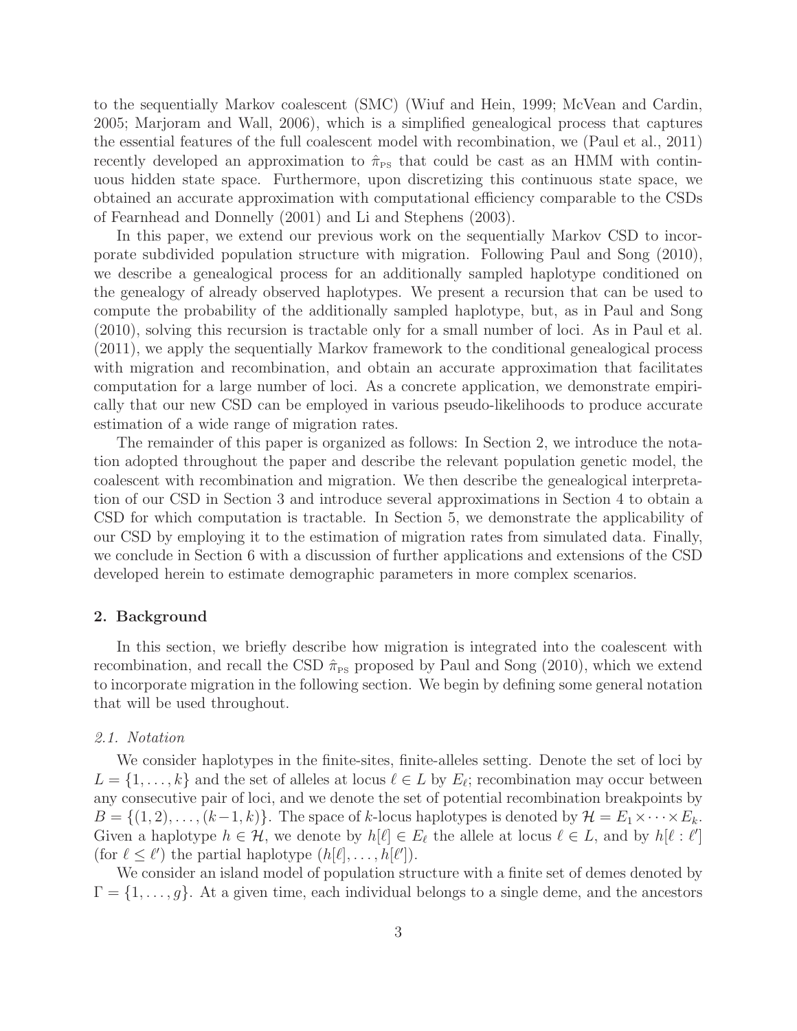to the sequentially Markov coalescent (SMC) (Wiuf and Hein, 1999; McVean and Cardin, 2005; Marjoram and Wall, 2006), which is a simplified genealogical process that captures the essential features of the full coalescent model with recombination, we (Paul et al., 2011) recently developed an approximation to $\hat{\pi}_{\text{PS}}$ that could be cast as an HMM with continuous hidden state space. Furthermore, upon discretizing this continuous state space, we obtained an accurate approximation with computational efficiency comparable to the CSDs of Fearnhead and Donnelly (2001) and Li and Stephens (2003).

In this paper, we extend our previous work on the sequentially Markov CSD to incorporate subdivided population structure with migration. Following Paul and Song (2010), we describe a genealogical process for an additionally sampled haplotype conditioned on the genealogy of already observed haplotypes. We present a recursion that can be used to compute the probability of the additionally sampled haplotype, but, as in Paul and Song (2010), solving this recursion is tractable only for a small number of loci. As in Paul et al. (2011), we apply the sequentially Markov framework to the conditional genealogical process with migration and recombination, and obtain an accurate approximation that facilitates computation for a large number of loci. As a concrete application, we demonstrate empirically that our new CSD can be employed in various pseudo-likelihoods to produce accurate estimation of a wide range of migration rates.

The remainder of this paper is organized as follows: In Section 2, we introduce the notation adopted throughout the paper and describe the relevant population genetic model, the coalescent with recombination and migration. We then describe the genealogical interpretation of our CSD in Section 3 and introduce several approximations in Section 4 to obtain a CSD for which computation is tractable. In Section 5, we demonstrate the applicability of our CSD by employing it to the estimation of migration rates from simulated data. Finally, we conclude in Section 6 with a discussion of further applications and extensions of the CSD developed herein to estimate demographic parameters in more complex scenarios.

## 2. Background

In this section, we briefly describe how migration is integrated into the coalescent with recombination, and recall the CSD $\hat{\pi}_{\text{PS}}$ proposed by Paul and Song (2010), which we extend to incorporate migration in the following section. We begin by defining some general notation that will be used throughout.

### *2.1. Notation*

We consider haplotypes in the finite-sites, finite-alleles setting. Denote the set of loci by $L = \{1, \ldots, k\}$ and the set of alleles at locus $\ell \in L$ by $E_\ell$; recombination may occur between any consecutive pair of loci, and we denote the set of potential recombination breakpoints by $B = \{(1, 2), \ldots, (k-1, k)\}$. The space of $k$-locus haplotypes is denoted by $\mathcal{H} = E_1 \times \cdots \times E_k$. Given a haplotype $h \in \mathcal{H}$, we denote by $h[\ell] \in E_\ell$ the allele at locus $\ell \in L$, and by $h[\ell : \ell']$ (for $\ell \leq \ell'$) the partial haplotype $(h[\ell], \ldots, h[\ell'])$.

We consider an island model of population structure with a finite set of demes denoted by $\Gamma = \{1, \ldots, g\}$. At a given time, each individual belongs to a single deme, and the ancestors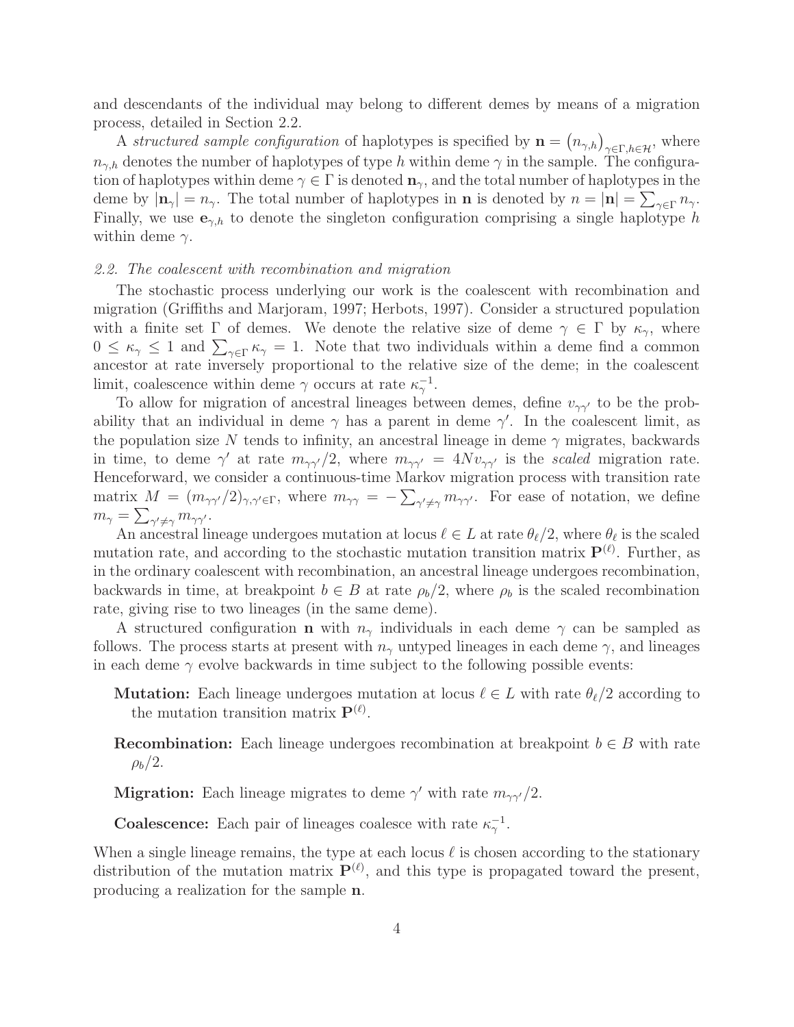and descendants of the individual may belong to different demes by means of a migration process, detailed in Section 2.2.

A *structured sample configuration* of haplotypes is specified by $\mathbf{n} = \big(n_{\gamma,h}\big)_{\gamma\in\Gamma,h\in\mathcal{H}}$, where $n_{\gamma,h}$ denotes the number of haplotypes of type $h$ within deme $\gamma$ in the sample. The configuration of haplotypes within deme $\gamma \in \Gamma$ is denoted $\mathbf{n}_\gamma$, and the total number of haplotypes in the deme by $|\mathbf{n}_\gamma| = n_\gamma$. The total number of haplotypes in $\mathbf{n}$ is denoted by $n = |\mathbf{n}| = \sum_{\gamma\in\Gamma} n_\gamma$. Finally, we use $\mathbf{e}_{\gamma,h}$ to denote the singleton configuration comprising a single haplotype $h$ within deme $\gamma$.

### *2.2. The coalescent with recombination and migration*

The stochastic process underlying our work is the coalescent with recombination and migration (Griffiths and Marjoram, 1997; Herbots, 1997). Consider a structured population with a finite set $\Gamma$ of demes. We denote the relative size of deme $\gamma \in \Gamma$ by $\kappa_\gamma$, where $0 \leq \kappa_\gamma \leq 1$ and $\sum_{\gamma\in\Gamma} \kappa_\gamma = 1$. Note that two individuals within a deme find a common ancestor at rate inversely proportional to the relative size of the deme; in the coalescent limit, coalescence within deme $\gamma$ occurs at rate $\kappa_\gamma^{-1}$.

To allow for migration of ancestral lineages between demes, define $v_{\gamma\gamma'}$ to be the probability that an individual in deme $\gamma$ has a parent in deme $\gamma'$. In the coalescent limit, as the population size $N$ tends to infinity, an ancestral lineage in deme $\gamma$ migrates, backwards in time, to deme $\gamma'$ at rate $m_{\gamma\gamma'}/2$, where $m_{\gamma\gamma'} = 4Nv_{\gamma\gamma'}$ is the *scaled* migration rate. Henceforward, we consider a continuous-time Markov migration process with transition rate matrix $M = (m_{\gamma\gamma'}/2)_{\gamma,\gamma'\in\Gamma}$, where $m_{\gamma\gamma} = -\sum_{\gamma'\neq\gamma} m_{\gamma\gamma'}$. For ease of notation, we define $m_\gamma = \sum_{\gamma'\neq\gamma} m_{\gamma\gamma'}$.

An ancestral lineage undergoes mutation at locus $\ell \in L$ at rate $\theta_\ell/2$, where $\theta_\ell$ is the scaled mutation rate, and according to the stochastic mutation transition matrix $\mathbf{P}^{(\ell)}$. Further, as in the ordinary coalescent with recombination, an ancestral lineage undergoes recombination, backwards in time, at breakpoint $b \in B$ at rate $\rho_b/2$, where $\rho_b$ is the scaled recombination rate, giving rise to two lineages (in the same deme).

A structured configuration $\mathbf{n}$ with $n_\gamma$ individuals in each deme $\gamma$ can be sampled as follows. The process starts at present with $n_\gamma$ untyped lineages in each deme $\gamma$, and lineages in each deme $\gamma$ evolve backwards in time subject to the following possible events:

- **Mutation:** Each lineage undergoes mutation at locus $\ell \in L$ with rate $\theta_\ell/2$ according to the mutation transition matrix $\mathbf{P}^{(\ell)}$.
- **Recombination:** Each lineage undergoes recombination at breakpoint $b \in B$ with rate $\rho_b/2$.
- **Migration:** Each lineage migrates to deme $\gamma'$ with rate $m_{\gamma\gamma'}/2$.
- **Coalescence:** Each pair of lineages coalesce with rate $\kappa_\gamma^{-1}$.

When a single lineage remains, the type at each locus $\ell$ is chosen according to the stationary distribution of the mutation matrix $\mathbf{P}^{(\ell)}$, and this type is propagated toward the present, producing a realization for the sample $\mathbf{n}$.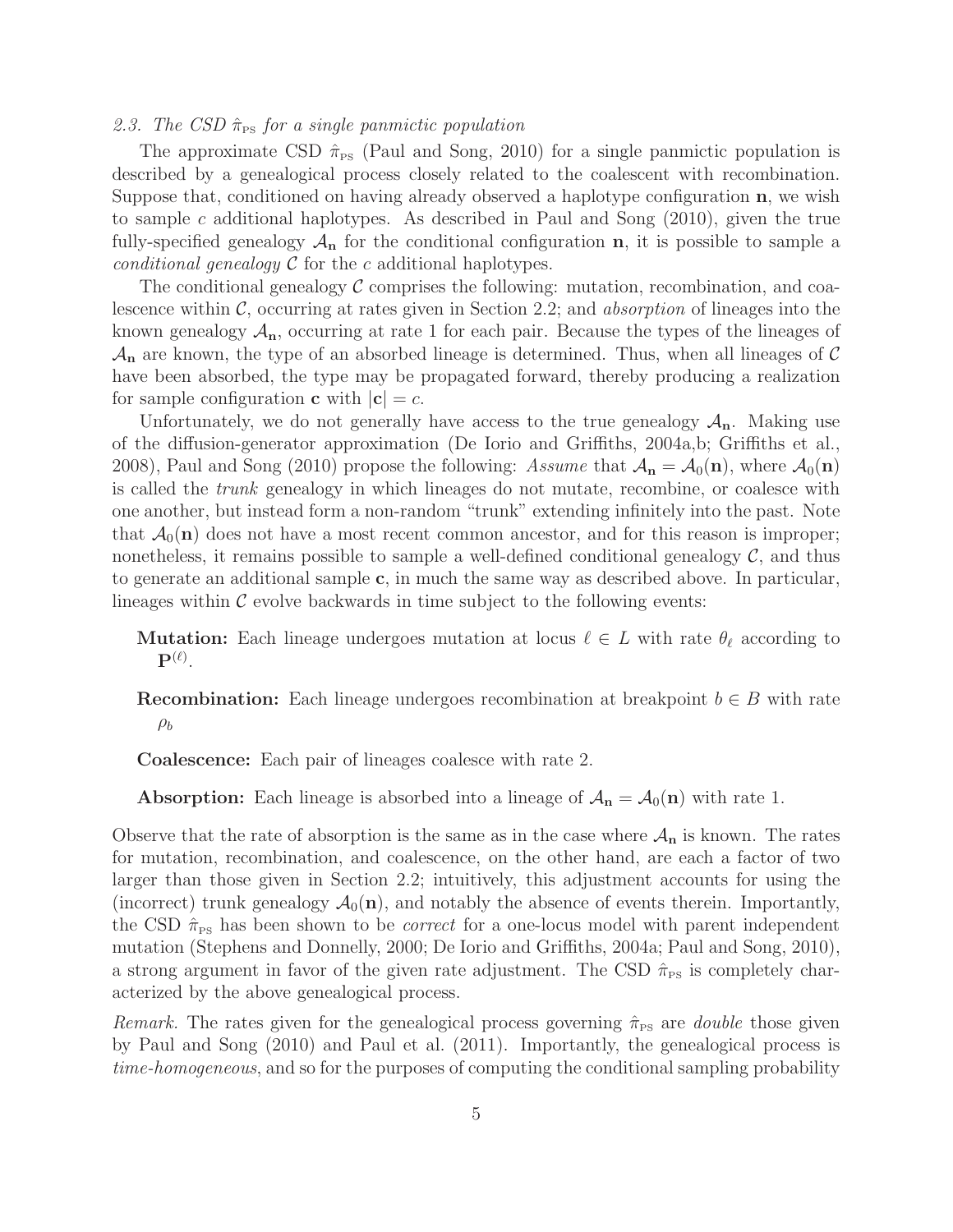### 2.3. The CSD $\hat{\pi}_{\text{PS}}$ for a single panmictic population

The approximate CSD $\hat{\pi}_{\text{PS}}$ (Paul and Song, 2010) for a single panmictic population is described by a genealogical process closely related to the coalescent with recombination. Suppose that, conditioned on having already observed a haplotype configuration $\mathbf{n}$, we wish to sample $c$ additional haplotypes. As described in Paul and Song (2010), given the true fully-specified genealogy $\mathcal{A}_{\mathbf{n}}$ for the conditional configuration $\mathbf{n}$, it is possible to sample a *conditional genealogy* $\mathcal{C}$ for the $c$ additional haplotypes.

The conditional genealogy $\mathcal{C}$ comprises the following: mutation, recombination, and coalescence within $\mathcal{C}$, occurring at rates given in Section 2.2; and *absorption* of lineages into the known genealogy $\mathcal{A}_{\mathbf{n}}$, occurring at rate 1 for each pair. Because the types of the lineages of $\mathcal{A}_{\mathbf{n}}$ are known, the type of an absorbed lineage is determined. Thus, when all lineages of $\mathcal{C}$ have been absorbed, the type may be propagated forward, thereby producing a realization for sample configuration $\mathbf{c}$ with $|\mathbf{c}| = c$.

Unfortunately, we do not generally have access to the true genealogy $\mathcal{A}_{\mathbf{n}}$. Making use of the diffusion-generator approximation (De Iorio and Griffiths, 2004a,b; Griffiths et al., 2008), Paul and Song (2010) propose the following: *Assume* that $\mathcal{A}_{\mathbf{n}} = \mathcal{A}_0(\mathbf{n})$, where $\mathcal{A}_0(\mathbf{n})$ is called the *trunk* genealogy in which lineages do not mutate, recombine, or coalesce with one another, but instead form a non-random "trunk" extending infinitely into the past. Note that $\mathcal{A}_0(\mathbf{n})$ does not have a most recent common ancestor, and for this reason is improper; nonetheless, it remains possible to sample a well-defined conditional genealogy $\mathcal{C}$, and thus to generate an additional sample $\mathbf{c}$, in much the same way as described above. In particular, lineages within $\mathcal{C}$ evolve backwards in time subject to the following events:

**Mutation:** Each lineage undergoes mutation at locus $\ell \in L$ with rate $\theta_\ell$ according to $\mathbf{P}^{(\ell)}$.

**Recombination:** Each lineage undergoes recombination at breakpoint $b \in B$ with rate $\rho_b$

**Coalescence:** Each pair of lineages coalesce with rate 2.

**Absorption:** Each lineage is absorbed into a lineage of $\mathcal{A}_{\mathbf{n}} = \mathcal{A}_0(\mathbf{n})$ with rate 1.

Observe that the rate of absorption is the same as in the case where $\mathcal{A}_{\mathbf{n}}$ is known. The rates for mutation, recombination, and coalescence, on the other hand, are each a factor of two larger than those given in Section 2.2; intuitively, this adjustment accounts for using the (incorrect) trunk genealogy $\mathcal{A}_0(\mathbf{n})$, and notably the absence of events therein. Importantly, the CSD $\hat{\pi}_{\text{PS}}$ has been shown to be *correct* for a one-locus model with parent independent mutation (Stephens and Donnelly, 2000; De Iorio and Griffiths, 2004a; Paul and Song, 2010), a strong argument in favor of the given rate adjustment. The CSD $\hat{\pi}_{\text{PS}}$ is completely characterized by the above genealogical process.

*Remark.* The rates given for the genealogical process governing $\hat{\pi}_{\text{PS}}$ are *double* those given by Paul and Song (2010) and Paul et al. (2011). Importantly, the genealogical process is *time-homogeneous*, and so for the purposes of computing the conditional sampling probability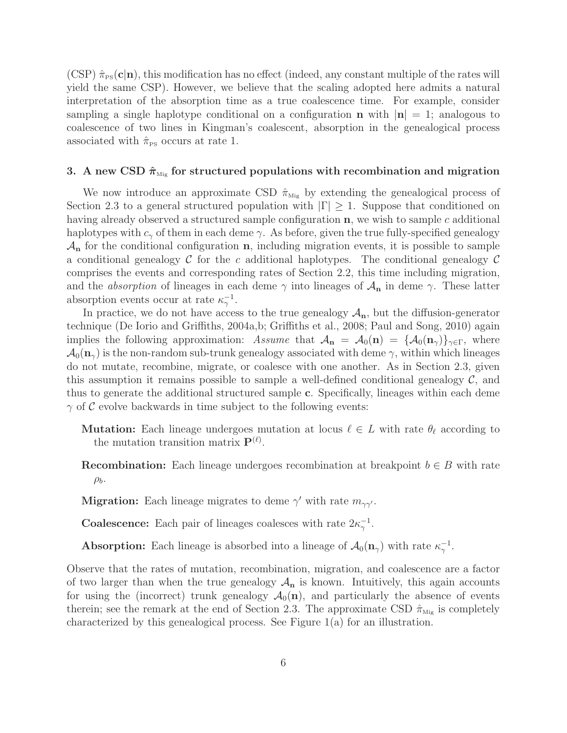(CSP) $\hat{\pi}_{\text{PS}}(\mathbf{c}|\mathbf{n})$, this modification has no effect (indeed, any constant multiple of the rates will yield the same CSP). However, we believe that the scaling adopted here admits a natural interpretation of the absorption time as a true coalescence time. For example, consider sampling a single haplotype conditional on a configuration $\mathbf{n}$ with $|\mathbf{n}| = 1$; analogous to coalescence of two lines in Kingman's coalescent, absorption in the genealogical process associated with $\hat{\pi}_{\text{PS}}$ occurs at rate 1.

## 3. A new CSD $\hat{\boldsymbol{\pi}}_{\text{Mig}}$ for structured populations with recombination and migration

We now introduce an approximate CSD $\hat{\pi}_{\text{Mig}}$ by extending the genealogical process of Section 2.3 to a general structured population with $|\Gamma| \geq 1$. Suppose that conditioned on having already observed a structured sample configuration $\mathbf{n}$, we wish to sample $c$ additional haplotypes with $c_\gamma$ of them in each deme $\gamma$. As before, given the true fully-specified genealogy $\mathcal{A}_{\mathbf{n}}$ for the conditional configuration $\mathbf{n}$, including migration events, it is possible to sample a conditional genealogy $\mathcal{C}$ for the $c$ additional haplotypes. The conditional genealogy $\mathcal{C}$ comprises the events and corresponding rates of Section 2.2, this time including migration, and the *absorption* of lineages in each deme $\gamma$ into lineages of $\mathcal{A}_{\mathbf{n}}$ in deme $\gamma$. These latter absorption events occur at rate $\kappa_\gamma^{-1}$.

In practice, we do not have access to the true genealogy $\mathcal{A}_{\mathbf{n}}$, but the diffusion-generator technique (De Iorio and Griffiths, 2004a,b; Griffiths et al., 2008; Paul and Song, 2010) again implies the following approximation: *Assume* that $\mathcal{A}_{\mathbf{n}} = \mathcal{A}_0(\mathbf{n}) = \{\mathcal{A}_0(\mathbf{n}_\gamma)\}_{\gamma \in \Gamma}$, where $\mathcal{A}_0(\mathbf{n}_\gamma)$ is the non-random sub-trunk genealogy associated with deme $\gamma$, within which lineages do not mutate, recombine, migrate, or coalesce with one another. As in Section 2.3, given this assumption it remains possible to sample a well-defined conditional genealogy $\mathcal{C}$, and thus to generate the additional structured sample $\mathbf{c}$. Specifically, lineages within each deme $\gamma$ of $\mathcal{C}$ evolve backwards in time subject to the following events:

- **Mutation:** Each lineage undergoes mutation at locus $\ell \in L$ with rate $\theta_\ell$ according to the mutation transition matrix $\mathbf{P}^{(\ell)}$.
- **Recombination:** Each lineage undergoes recombination at breakpoint $b \in B$ with rate $\rho_b$.
- **Migration:** Each lineage migrates to deme $\gamma'$ with rate $m_{\gamma\gamma'}$.
- **Coalescence:** Each pair of lineages coalesces with rate $2\kappa_\gamma^{-1}$.
- **Absorption:** Each lineage is absorbed into a lineage of $\mathcal{A}_0(\mathbf{n}_\gamma)$ with rate $\kappa_\gamma^{-1}$.

Observe that the rates of mutation, recombination, migration, and coalescence are a factor of two larger than when the true genealogy $\mathcal{A}_{\mathbf{n}}$ is known. Intuitively, this again accounts for using the (incorrect) trunk genealogy $\mathcal{A}_0(\mathbf{n})$, and particularly the absence of events therein; see the remark at the end of Section 2.3. The approximate CSD $\hat{\pi}_{\text{Mig}}$ is completely characterized by this genealogical process. See Figure 1(a) for an illustration.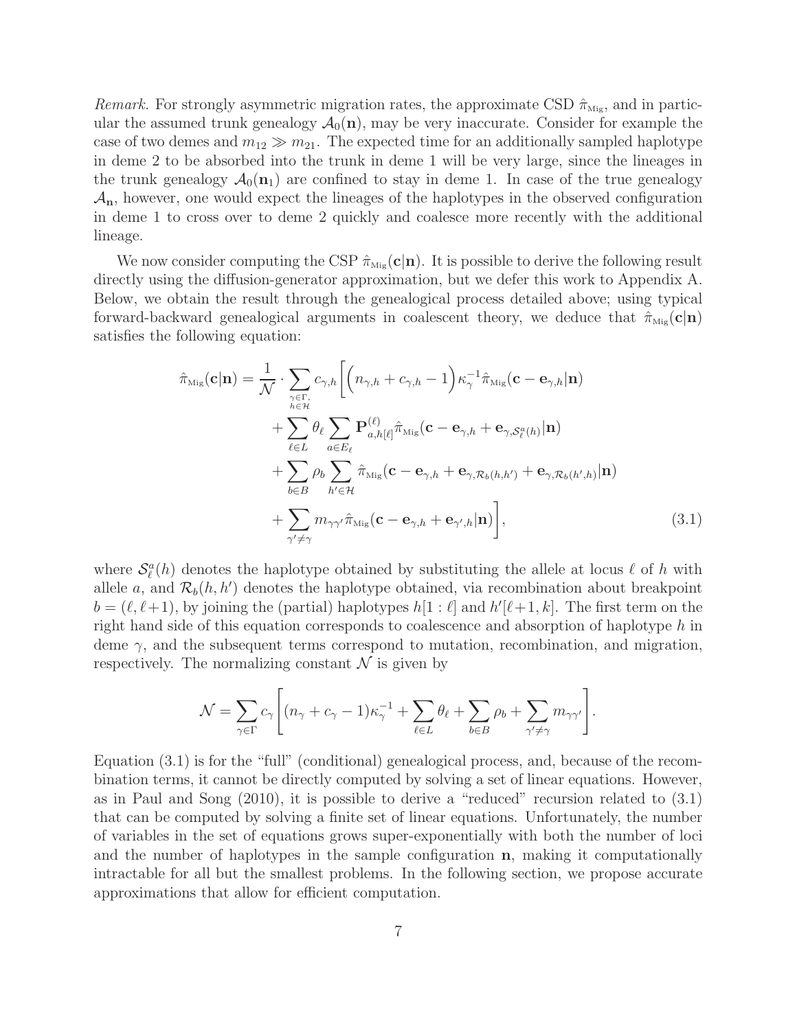*Remark.* For strongly asymmetric migration rates, the approximate CSD $\hat{\pi}_{\text{Mig}}$, and in particular the assumed trunk genealogy $\mathcal{A}_0(\mathbf{n})$, may be very inaccurate. Consider for example the case of two demes and $m_{12} \gg m_{21}$. The expected time for an additionally sampled haplotype in deme 2 to be absorbed into the trunk in deme 1 will be very large, since the lineages in the trunk genealogy $\mathcal{A}_0(\mathbf{n}_1)$ are confined to stay in deme 1. In case of the true genealogy $\mathcal{A}_{\mathbf{n}}$, however, one would expect the lineages of the haplotypes in the observed configuration in deme 1 to cross over to deme 2 quickly and coalesce more recently with the additional lineage.

We now consider computing the CSP $\hat{\pi}_{\text{Mig}}(\mathbf{c}|\mathbf{n})$. It is possible to derive the following result directly using the diffusion-generator approximation, but we defer this work to Appendix A. Below, we obtain the result through the genealogical process detailed above; using typical forward-backward genealogical arguments in coalescent theory, we deduce that $\hat{\pi}_{\text{Mig}}(\mathbf{c}|\mathbf{n})$ satisfies the following equation:

$$
\begin{aligned}
\hat{\pi}_{\text{Mig}}(\mathbf{c}|\mathbf{n}) = \frac{1}{\mathcal{N}} \cdot \sum_{\substack{\gamma \in \Gamma, \\ h \in \mathcal{H}}} c_{\gamma,h} \Bigg[ & \Big( n_{\gamma,h} + c_{\gamma,h} - 1 \Big) \kappa_\gamma^{-1} \hat{\pi}_{\text{Mig}}(\mathbf{c} - \mathbf{e}_{\gamma,h}|\mathbf{n}) \\
& + \sum_{\ell \in L} \theta_\ell \sum_{a \in E_\ell} \mathbf{P}^{(\ell)}_{a,h[\ell]} \hat{\pi}_{\text{Mig}}(\mathbf{c} - \mathbf{e}_{\gamma,h} + \mathbf{e}_{\gamma,\mathcal{S}^a_\ell(h)}|\mathbf{n}) \\
& + \sum_{b \in B} \rho_b \sum_{h' \in \mathcal{H}} \hat{\pi}_{\text{Mig}}(\mathbf{c} - \mathbf{e}_{\gamma,h} + \mathbf{e}_{\gamma,\mathcal{R}_b(h,h')} + \mathbf{e}_{\gamma,\mathcal{R}_b(h',h)}|\mathbf{n}) \\
& + \sum_{\gamma' \neq \gamma} m_{\gamma\gamma'} \hat{\pi}_{\text{Mig}}(\mathbf{c} - \mathbf{e}_{\gamma,h} + \mathbf{e}_{\gamma',h}|\mathbf{n}) \Bigg],
\end{aligned} \tag{3.1}
$$

where $\mathcal{S}^a_\ell(h)$ denotes the haplotype obtained by substituting the allele at locus $\ell$ of $h$ with allele $a$, and $\mathcal{R}_b(h, h')$ denotes the haplotype obtained, via recombination about breakpoint $b = (\ell, \ell+1)$, by joining the (partial) haplotypes $h[1 : \ell]$ and $h'[\ell+1, k]$. The first term on the right hand side of this equation corresponds to coalescence and absorption of haplotype $h$ in deme $\gamma$, and the subsequent terms correspond to mutation, recombination, and migration, respectively. The normalizing constant $\mathcal{N}$ is given by

$$
\mathcal{N} = \sum_{\gamma \in \Gamma} c_\gamma \left[ (n_\gamma + c_\gamma - 1)\kappa_\gamma^{-1} + \sum_{\ell \in L} \theta_\ell + \sum_{b \in B} \rho_b + \sum_{\gamma' \neq \gamma} m_{\gamma\gamma'} \right].
$$

Equation (3.1) is for the "full" (conditional) genealogical process, and, because of the recombination terms, it cannot be directly computed by solving a set of linear equations. However, as in Paul and Song (2010), it is possible to derive a "reduced" recursion related to (3.1) that can be computed by solving a finite set of linear equations. Unfortunately, the number of variables in the set of equations grows super-exponentially with both the number of loci and the number of haplotypes in the sample configuration $\mathbf{n}$, making it computationally intractable for all but the smallest problems. In the following section, we propose accurate approximations that allow for efficient computation.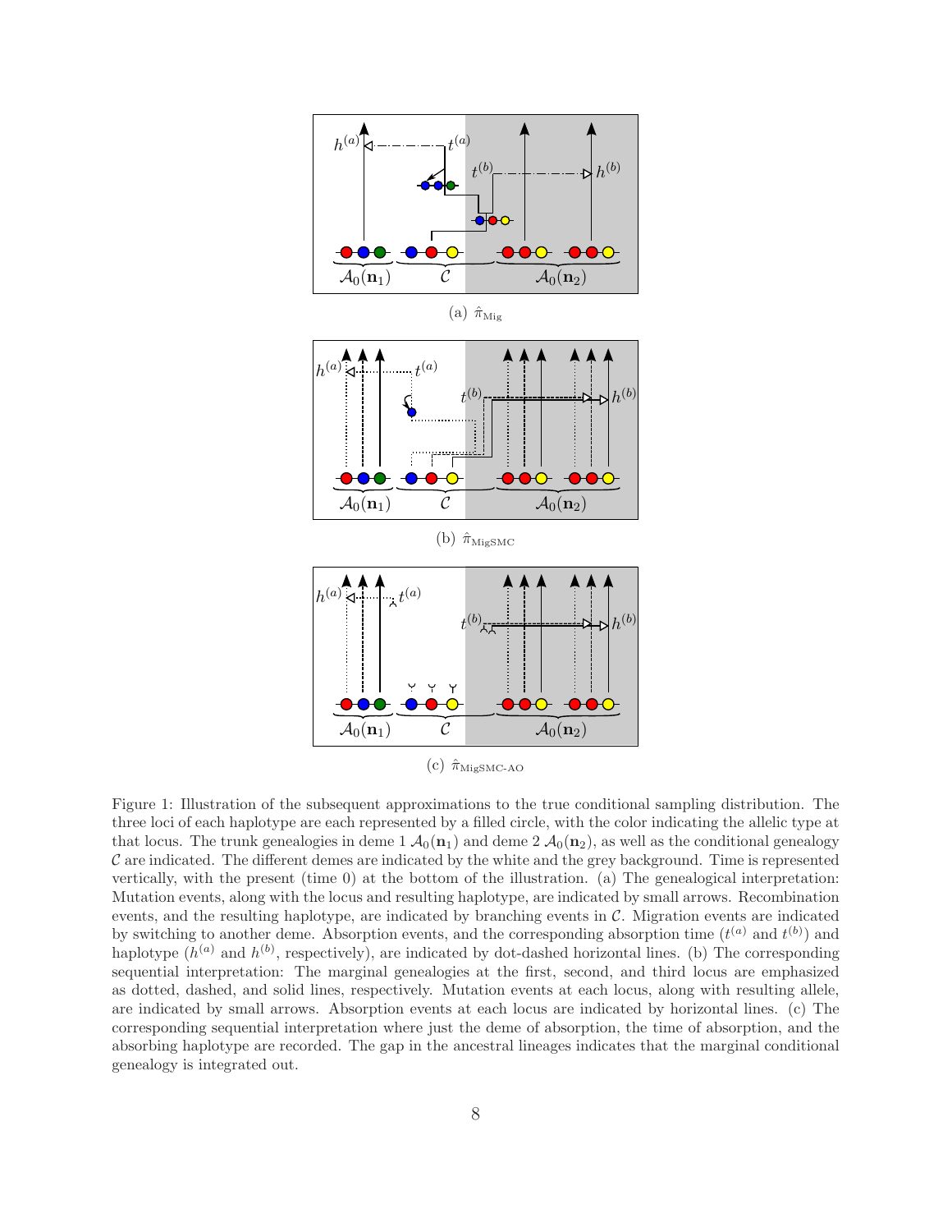(a) $\hat{\pi}_{\text{Mig}}$

(b) $\hat{\pi}_{\text{MigSMC}}$

(c) $\hat{\pi}_{\text{MigSMC-AO}}$

Figure 1: Illustration of the subsequent approximations to the true conditional sampling distribution. The three loci of each haplotype are each represented by a filled circle, with the color indicating the allelic type at that locus. The trunk genealogies in deme 1 $\mathcal{A}_0(\mathbf{n}_1)$ and deme 2 $\mathcal{A}_0(\mathbf{n}_2)$, as well as the conditional genealogy $\mathcal{C}$ are indicated. The different demes are indicated by the white and the grey background. Time is represented vertically, with the present (time 0) at the bottom of the illustration. (a) The genealogical interpretation: Mutation events, along with the locus and resulting haplotype, are indicated by small arrows. Recombination events, and the resulting haplotype, are indicated by branching events in $\mathcal{C}$. Migration events are indicated by switching to another deme. Absorption events, and the corresponding absorption time ($t^{(a)}$ and $t^{(b)}$) and haplotype ($h^{(a)}$ and $h^{(b)}$, respectively), are indicated by dot-dashed horizontal lines. (b) The corresponding sequential interpretation: The marginal genealogies at the first, second, and third locus are emphasized as dotted, dashed, and solid lines, respectively. Mutation events at each locus, along with resulting allele, are indicated by small arrows. Absorption events at each locus are indicated by horizontal lines. (c) The corresponding sequential interpretation where just the deme of absorption, the time of absorption, and the absorbing haplotype are recorded. The gap in the ancestral lineages indicates that the marginal conditional genealogy is integrated out.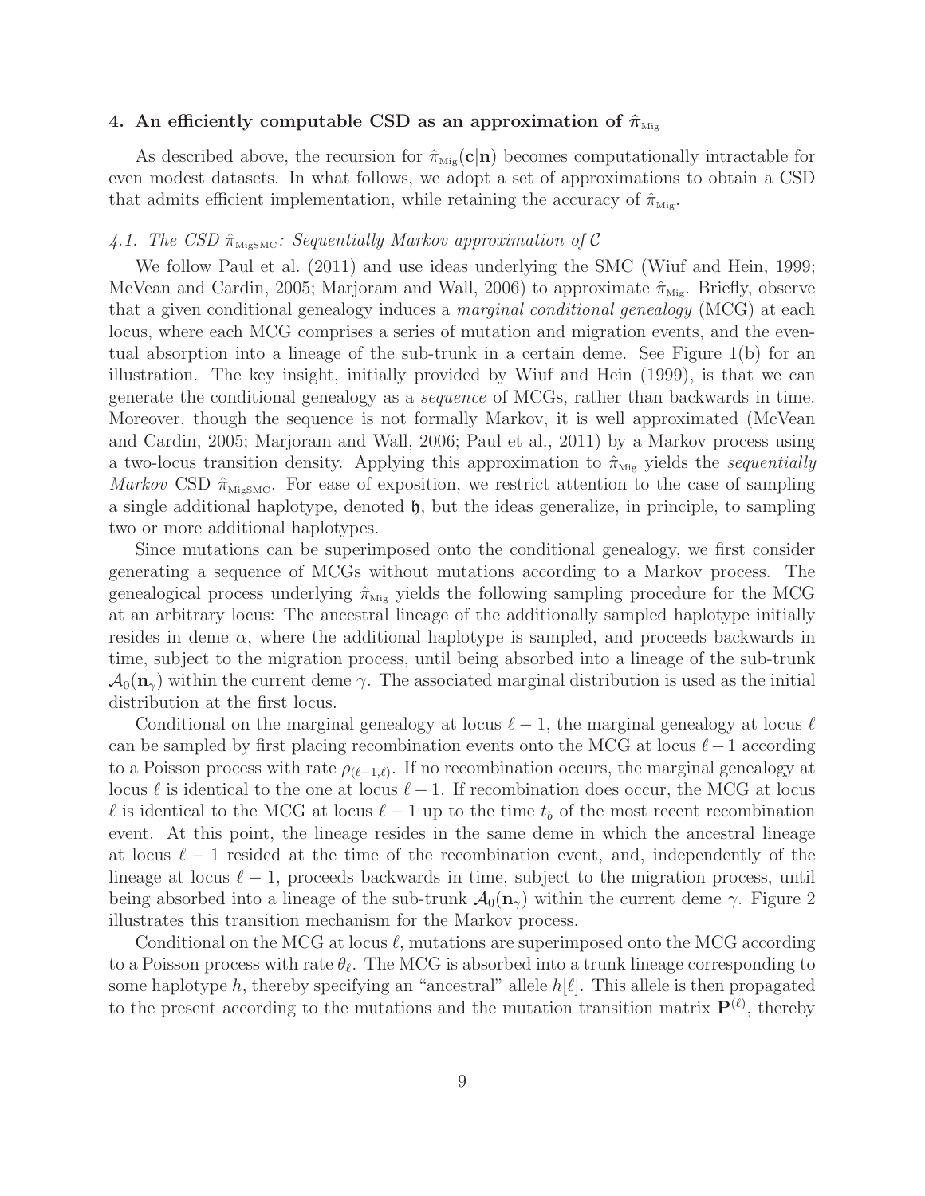## 4. An efficiently computable CSD as an approximation of $\hat{\boldsymbol{\pi}}_{\text{Mig}}$

As described above, the recursion for $\hat{\pi}_{\text{Mig}}(\mathbf{c}|\mathbf{n})$ becomes computationally intractable for even modest datasets. In what follows, we adopt a set of approximations to obtain a CSD that admits efficient implementation, while retaining the accuracy of $\hat{\pi}_{\text{Mig}}$.

### *4.1. The CSD $\hat{\pi}_{\text{MigSMC}}$: Sequentially Markov approximation of $\mathcal{C}$*

We follow Paul et al. (2011) and use ideas underlying the SMC (Wiuf and Hein, 1999; McVean and Cardin, 2005; Marjoram and Wall, 2006) to approximate $\hat{\pi}_{\text{Mig}}$. Briefly, observe that a given conditional genealogy induces a *marginal conditional genealogy* (MCG) at each locus, where each MCG comprises a series of mutation and migration events, and the eventual absorption into a lineage of the sub-trunk in a certain deme. See Figure 1(b) for an illustration. The key insight, initially provided by Wiuf and Hein (1999), is that we can generate the conditional genealogy as a *sequence* of MCGs, rather than backwards in time. Moreover, though the sequence is not formally Markov, it is well approximated (McVean and Cardin, 2005; Marjoram and Wall, 2006; Paul et al., 2011) by a Markov process using a two-locus transition density. Applying this approximation to $\hat{\pi}_{\text{Mig}}$ yields the *sequentially Markov* CSD $\hat{\pi}_{\text{MigSMC}}$. For ease of exposition, we restrict attention to the case of sampling a single additional haplotype, denoted $\mathfrak{h}$, but the ideas generalize, in principle, to sampling two or more additional haplotypes.

Since mutations can be superimposed onto the conditional genealogy, we first consider generating a sequence of MCGs without mutations according to a Markov process. The genealogical process underlying $\hat{\pi}_{\text{Mig}}$ yields the following sampling procedure for the MCG at an arbitrary locus: The ancestral lineage of the additionally sampled haplotype initially resides in deme $\alpha$, where the additional haplotype is sampled, and proceeds backwards in time, subject to the migration process, until being absorbed into a lineage of the sub-trunk $\mathcal{A}_0(\mathbf{n}_\gamma)$ within the current deme $\gamma$. The associated marginal distribution is used as the initial distribution at the first locus.

Conditional on the marginal genealogy at locus $\ell - 1$, the marginal genealogy at locus $\ell$ can be sampled by first placing recombination events onto the MCG at locus $\ell - 1$ according to a Poisson process with rate $\rho_{(\ell-1,\ell)}$. If no recombination occurs, the marginal genealogy at locus $\ell$ is identical to the one at locus $\ell - 1$. If recombination does occur, the MCG at locus $\ell$ is identical to the MCG at locus $\ell - 1$ up to the time $t_b$ of the most recent recombination event. At this point, the lineage resides in the same deme in which the ancestral lineage at locus $\ell - 1$ resided at the time of the recombination event, and, independently of the lineage at locus $\ell - 1$, proceeds backwards in time, subject to the migration process, until being absorbed into a lineage of the sub-trunk $\mathcal{A}_0(\mathbf{n}_\gamma)$ within the current deme $\gamma$. Figure 2 illustrates this transition mechanism for the Markov process.

Conditional on the MCG at locus $\ell$, mutations are superimposed onto the MCG according to a Poisson process with rate $\theta_\ell$. The MCG is absorbed into a trunk lineage corresponding to some haplotype $h$, thereby specifying an "ancestral" allele $h[\ell]$. This allele is then propagated to the present according to the mutations and the mutation transition matrix $\mathbf{P}^{(\ell)}$, thereby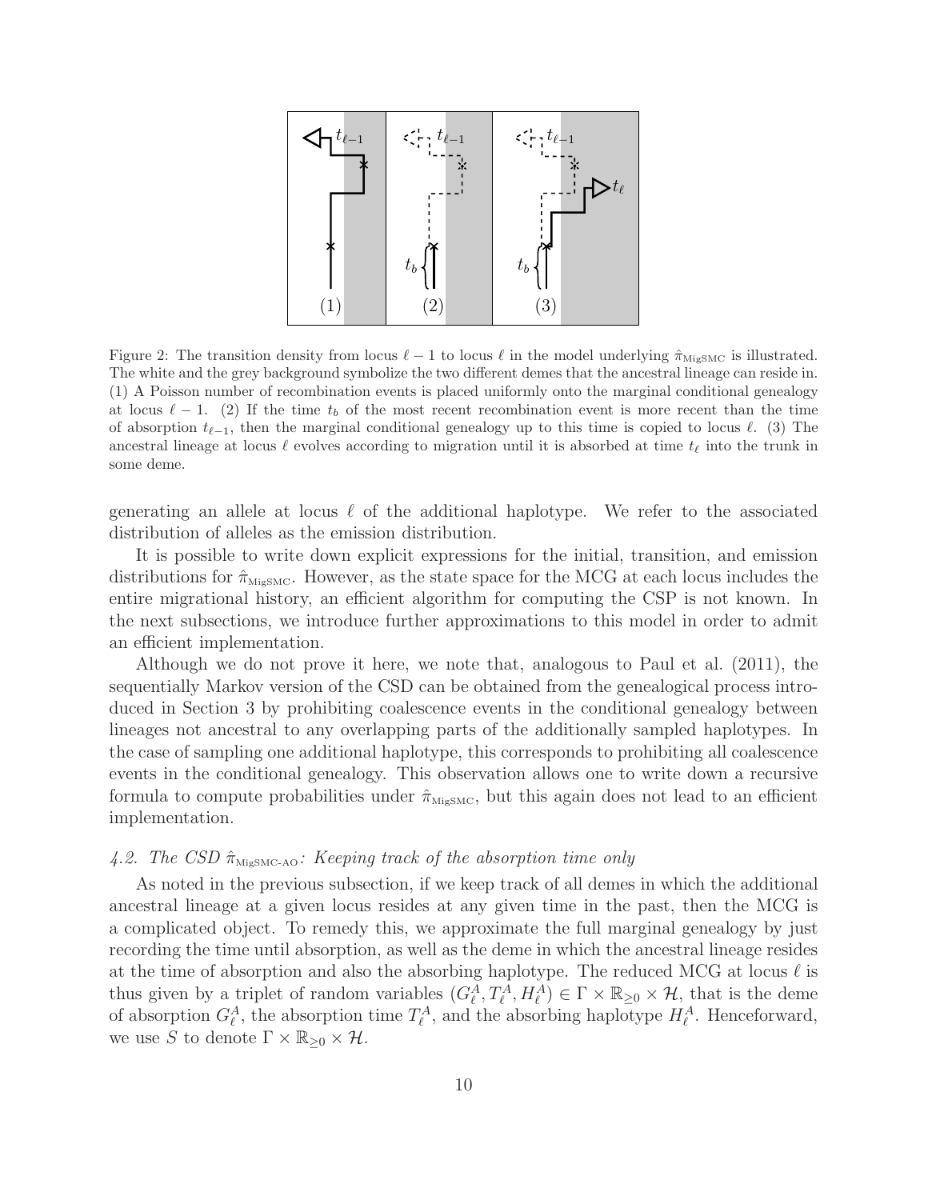Figure 2: The transition density from locus $\ell - 1$ to locus $\ell$ in the model underlying $\hat{\pi}_{\text{MigSMC}}$ is illustrated. The white and the grey background symbolize the two different demes that the ancestral lineage can reside in. (1) A Poisson number of recombination events is placed uniformly onto the marginal conditional genealogy at locus $\ell - 1$. (2) If the time $t_b$ of the most recent recombination event is more recent than the time of absorption $t_{\ell-1}$, then the marginal conditional genealogy up to this time is copied to locus $\ell$. (3) The ancestral lineage at locus $\ell$ evolves according to migration until it is absorbed at time $t_\ell$ into the trunk in some deme.

generating an allele at locus $\ell$ of the additional haplotype. We refer to the associated distribution of alleles as the emission distribution.

It is possible to write down explicit expressions for the initial, transition, and emission distributions for $\hat{\pi}_{\text{MigSMC}}$. However, as the state space for the MCG at each locus includes the entire migrational history, an efficient algorithm for computing the CSP is not known. In the next subsections, we introduce further approximations to this model in order to admit an efficient implementation.

Although we do not prove it here, we note that, analogous to Paul et al. (2011), the sequentially Markov version of the CSD can be obtained from the genealogical process introduced in Section 3 by prohibiting coalescence events in the conditional genealogy between lineages not ancestral to any overlapping parts of the additionally sampled haplotypes. In the case of sampling one additional haplotype, this corresponds to prohibiting all coalescence events in the conditional genealogy. This observation allows one to write down a recursive formula to compute probabilities under $\hat{\pi}_{\text{MigSMC}}$, but this again does not lead to an efficient implementation.

### *4.2. The CSD $\hat{\pi}_{\text{MigSMC-AO}}$: Keeping track of the absorption time only*

As noted in the previous subsection, if we keep track of all demes in which the additional ancestral lineage at a given locus resides at any given time in the past, then the MCG is a complicated object. To remedy this, we approximate the full marginal genealogy by just recording the time until absorption, as well as the deme in which the ancestral lineage resides at the time of absorption and also the absorbing haplotype. The reduced MCG at locus $\ell$ is thus given by a triplet of random variables $(G_\ell^A, T_\ell^A, H_\ell^A) \in \Gamma \times \mathbb{R}_{\geq 0} \times \mathcal{H}$, that is the deme of absorption $G_\ell^A$, the absorption time $T_\ell^A$, and the absorbing haplotype $H_\ell^A$. Henceforward, we use $S$ to denote $\Gamma \times \mathbb{R}_{\geq 0} \times \mathcal{H}$.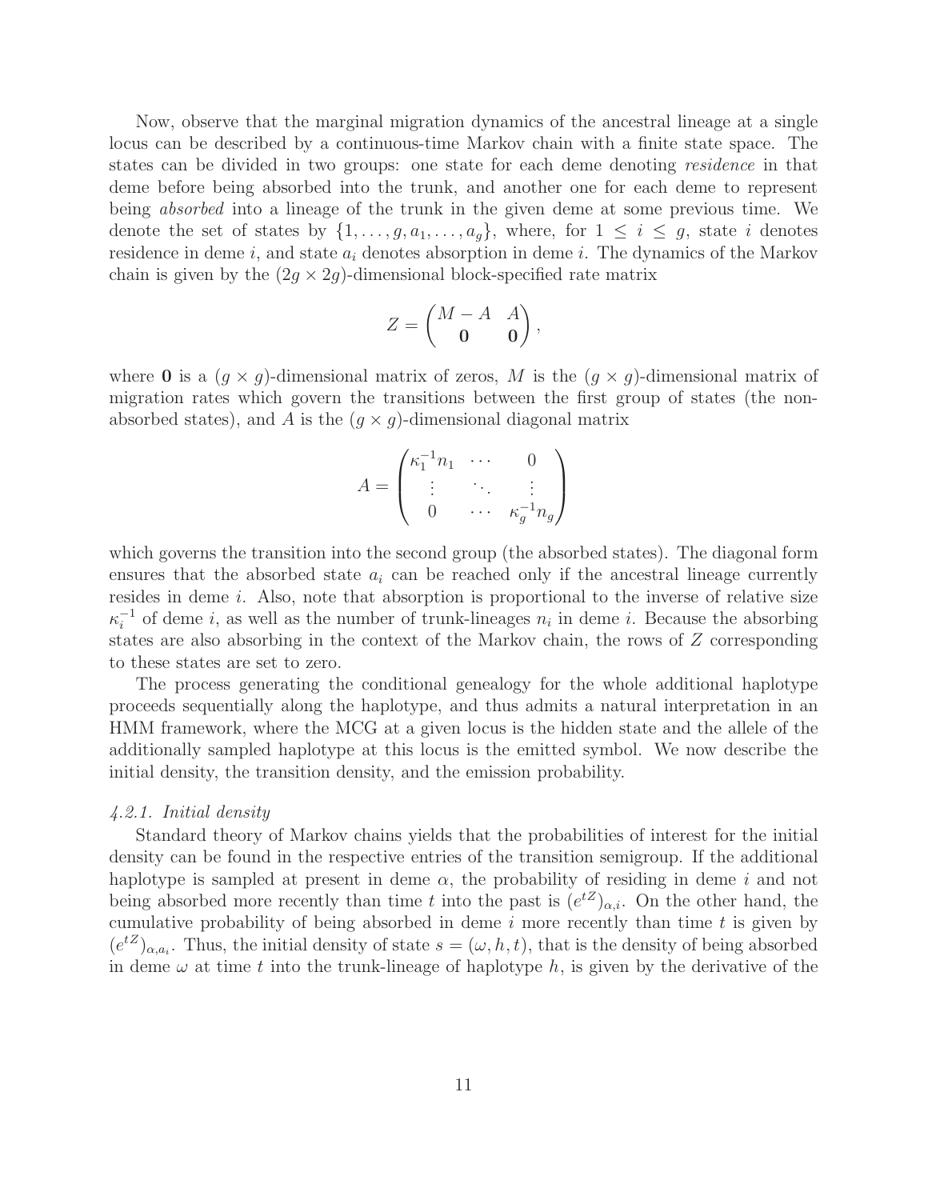Now, observe that the marginal migration dynamics of the ancestral lineage at a single locus can be described by a continuous-time Markov chain with a finite state space. The states can be divided in two groups: one state for each deme denoting *residence* in that deme before being absorbed into the trunk, and another one for each deme to represent being *absorbed* into a lineage of the trunk in the given deme at some previous time. We denote the set of states by $\{1, \ldots, g, a_1, \ldots, a_g\}$, where, for $1 \leq i \leq g$, state $i$ denotes residence in deme $i$, and state $a_i$ denotes absorption in deme $i$. The dynamics of the Markov chain is given by the $(2g \times 2g)$-dimensional block-specified rate matrix

$$
Z = \begin{pmatrix} M - A & A \\ \mathbf{0} & \mathbf{0} \end{pmatrix},
$$

where $\mathbf{0}$ is a $(g \times g)$-dimensional matrix of zeros, $M$ is the $(g \times g)$-dimensional matrix of migration rates which govern the transitions between the first group of states (the non-absorbed states), and $A$ is the $(g \times g)$-dimensional diagonal matrix

$$
A = \begin{pmatrix} \kappa_1^{-1} n_1 & \cdots & 0 \\ \vdots & \ddots & \vdots \\ 0 & \cdots & \kappa_g^{-1} n_g \end{pmatrix}
$$

which governs the transition into the second group (the absorbed states). The diagonal form ensures that the absorbed state $a_i$ can be reached only if the ancestral lineage currently resides in deme $i$. Also, note that absorption is proportional to the inverse of relative size $\kappa_i^{-1}$ of deme $i$, as well as the number of trunk-lineages $n_i$ in deme $i$. Because the absorbing states are also absorbing in the context of the Markov chain, the rows of $Z$ corresponding to these states are set to zero.

The process generating the conditional genealogy for the whole additional haplotype proceeds sequentially along the haplotype, and thus admits a natural interpretation in an HMM framework, where the MCG at a given locus is the hidden state and the allele of the additionally sampled haplotype at this locus is the emitted symbol. We now describe the initial density, the transition density, and the emission probability.

#### *4.2.1. Initial density*

Standard theory of Markov chains yields that the probabilities of interest for the initial density can be found in the respective entries of the transition semigroup. If the additional haplotype is sampled at present in deme $\alpha$, the probability of residing in deme $i$ and not being absorbed more recently than time $t$ into the past is $(e^{tZ})_{\alpha,i}$. On the other hand, the cumulative probability of being absorbed in deme $i$ more recently than time $t$ is given by $(e^{tZ})_{\alpha,a_i}$. Thus, the initial density of state $s = (\omega, h, t)$, that is the density of being absorbed in deme $\omega$ at time $t$ into the trunk-lineage of haplotype $h$, is given by the derivative of the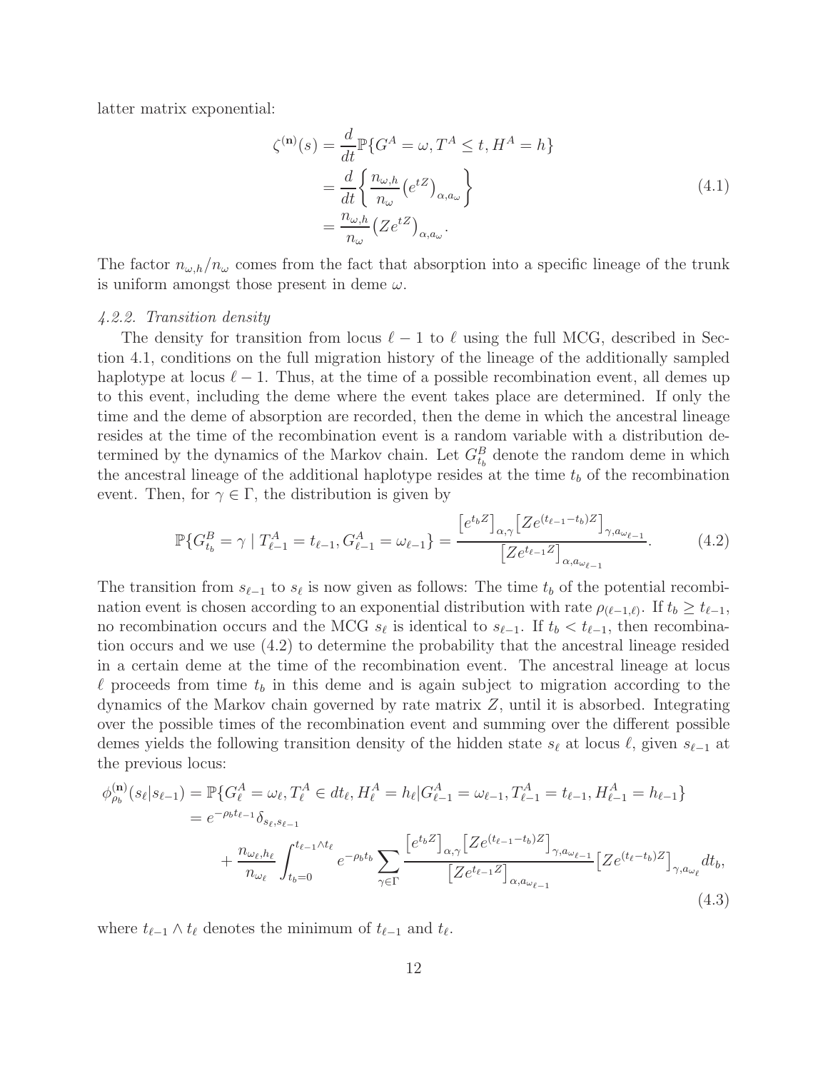latter matrix exponential:

$$
\begin{aligned}
\zeta^{(\mathbf{n})}(s) &= \frac{d}{dt}\mathbb{P}\{G^A = \omega, T^A \leq t, H^A = h\} \\
&= \frac{d}{dt}\left\{ \frac{n_{\omega,h}}{n_\omega}\left(e^{tZ}\right)_{\alpha,a_\omega} \right\} \\
&= \frac{n_{\omega,h}}{n_\omega}\left(Ze^{tZ}\right)_{\alpha,a_\omega}.
\end{aligned}
\tag{4.1}
$$

The factor $n_{\omega,h}/n_\omega$ comes from the fact that absorption into a specific lineage of the trunk is uniform amongst those present in deme $\omega$.

*4.2.2. Transition density*

The density for transition from locus $\ell - 1$ to $\ell$ using the full MCG, described in Section 4.1, conditions on the full migration history of the lineage of the additionally sampled haplotype at locus $\ell - 1$. Thus, at the time of a possible recombination event, all demes up to this event, including the deme where the event takes place are determined. If only the time and the deme of absorption are recorded, then the deme in which the ancestral lineage resides at the time of the recombination event is a random variable with a distribution determined by the dynamics of the Markov chain. Let $G^B_{t_b}$ denote the random deme in which the ancestral lineage of the additional haplotype resides at the time $t_b$ of the recombination event. Then, for $\gamma \in \Gamma$, the distribution is given by

$$
\mathbb{P}\{G^B_{t_b} = \gamma \mid T^A_{\ell-1} = t_{\ell-1}, G^A_{\ell-1} = \omega_{\ell-1}\} = \frac{\left[e^{t_b Z}\right]_{\alpha,\gamma}\left[Ze^{(t_{\ell-1}-t_b)Z}\right]_{\gamma,a_{\omega_{\ell-1}}}}{\left[Ze^{t_{\ell-1}Z}\right]_{\alpha,a_{\omega_{\ell-1}}}}.
\tag{4.2}
$$

The transition from $s_{\ell-1}$ to $s_\ell$ is now given as follows: The time $t_b$ of the potential recombination event is chosen according to an exponential distribution with rate $\rho_{(\ell-1,\ell)}$. If $t_b \geq t_{\ell-1}$, no recombination occurs and the MCG $s_\ell$ is identical to $s_{\ell-1}$. If $t_b < t_{\ell-1}$, then recombination occurs and we use (4.2) to determine the probability that the ancestral lineage resided in a certain deme at the time of the recombination event. The ancestral lineage at locus $\ell$ proceeds from time $t_b$ in this deme and is again subject to migration according to the dynamics of the Markov chain governed by rate matrix $Z$, until it is absorbed. Integrating over the possible times of the recombination event and summing over the different possible demes yields the following transition density of the hidden state $s_\ell$ at locus $\ell$, given $s_{\ell-1}$ at the previous locus:

$$
\begin{aligned}
\phi^{(\mathbf{n})}_{\rho_b}(s_\ell|s_{\ell-1}) &= \mathbb{P}\{G^A_\ell = \omega_\ell, T^A_\ell \in dt_\ell, H^A_\ell = h_\ell | G^A_{\ell-1} = \omega_{\ell-1}, T^A_{\ell-1} = t_{\ell-1}, H^A_{\ell-1} = h_{\ell-1}\} \\
&= e^{-\rho_b t_{\ell-1}}\delta_{s_\ell,s_{\ell-1}} \\
&\quad + \frac{n_{\omega_\ell,h_\ell}}{n_{\omega_\ell}}\int_{t_b=0}^{t_{\ell-1}\wedge t_\ell} e^{-\rho_b t_b}\sum_{\gamma\in\Gamma}\frac{\left[e^{t_b Z}\right]_{\alpha,\gamma}\left[Ze^{(t_{\ell-1}-t_b)Z}\right]_{\gamma,a_{\omega_{\ell-1}}}}{\left[Ze^{t_{\ell-1}Z}\right]_{\alpha,a_{\omega_{\ell-1}}}}\left[Ze^{(t_\ell-t_b)Z}\right]_{\gamma,a_{\omega_\ell}}dt_b,
\end{aligned}
\tag{4.3}
$$

where $t_{\ell-1} \wedge t_\ell$ denotes the minimum of $t_{\ell-1}$ and $t_\ell$.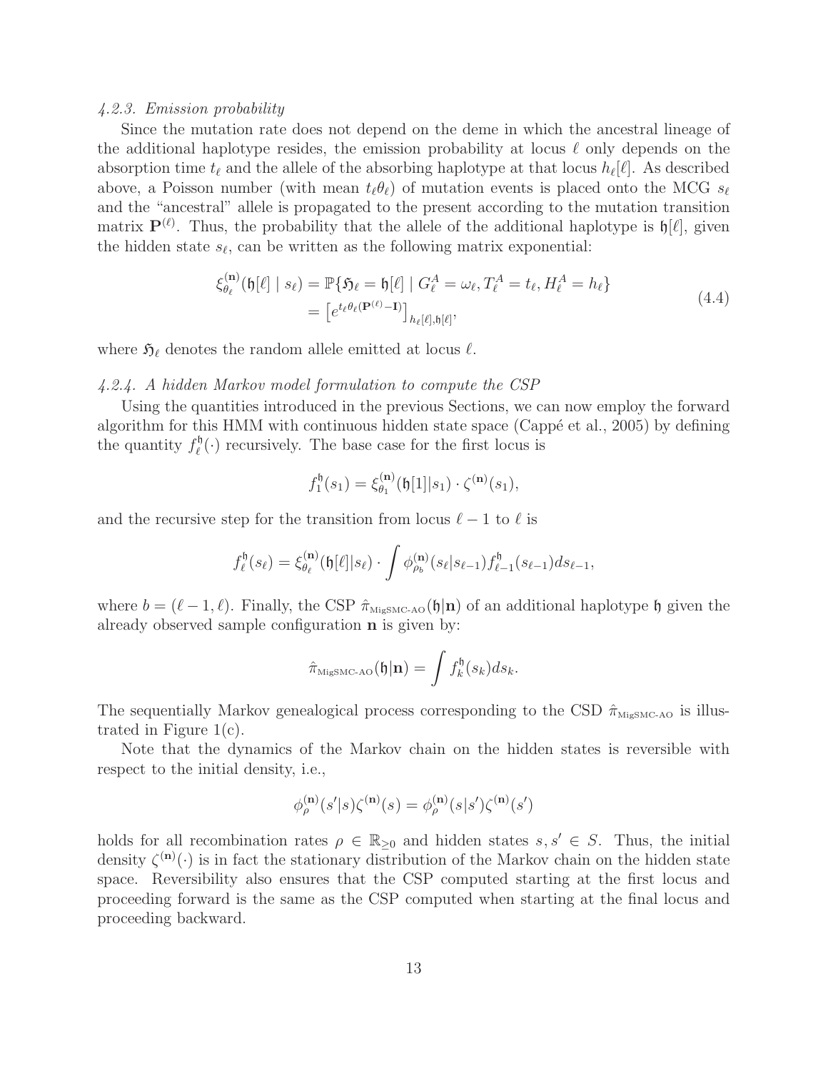#### 4.2.3. Emission probability

Since the mutation rate does not depend on the deme in which the ancestral lineage of the additional haplotype resides, the emission probability at locus $\ell$ only depends on the absorption time $t_\ell$ and the allele of the absorbing haplotype at that locus $h_\ell[\ell]$. As described above, a Poisson number (with mean $t_\ell \theta_\ell$) of mutation events is placed onto the MCG $s_\ell$ and the "ancestral" allele is propagated to the present according to the mutation transition matrix $\mathbf{P}^{(\ell)}$. Thus, the probability that the allele of the additional haplotype is $\mathfrak{h}[\ell]$, given the hidden state $s_\ell$, can be written as the following matrix exponential:

$$
\begin{aligned}
\xi_{\theta_\ell}^{(\mathbf{n})}(\mathfrak{h}[\ell] \mid s_\ell) &= \mathbb{P}\{\mathfrak{H}_\ell = \mathfrak{h}[\ell] \mid G_\ell^A = \omega_\ell, T_\ell^A = t_\ell, H_\ell^A = h_\ell\} \\
&= \left[e^{t_\ell \theta_\ell (\mathbf{P}^{(\ell)} - \mathbf{I})}\right]_{h_\ell[\ell], \mathfrak{h}[\ell]},
\end{aligned}
\tag{4.4}
$$

where $\mathfrak{H}_\ell$ denotes the random allele emitted at locus $\ell$.

#### 4.2.4. A hidden Markov model formulation to compute the CSP

Using the quantities introduced in the previous Sections, we can now employ the forward algorithm for this HMM with continuous hidden state space (Cappé et al., 2005) by defining the quantity $f_\ell^{\mathfrak{h}}(\cdot)$ recursively. The base case for the first locus is

$$
f_1^{\mathfrak{h}}(s_1) = \xi_{\theta_1}^{(\mathbf{n})}(\mathfrak{h}[1]|s_1) \cdot \zeta^{(\mathbf{n})}(s_1),
$$

and the recursive step for the transition from locus $\ell - 1$ to $\ell$ is

$$
f_\ell^{\mathfrak{h}}(s_\ell) = \xi_{\theta_\ell}^{(\mathbf{n})}(\mathfrak{h}[\ell]|s_\ell) \cdot \int \phi_{\rho_b}^{(\mathbf{n})}(s_\ell|s_{\ell-1}) f_{\ell-1}^{\mathfrak{h}}(s_{\ell-1}) ds_{\ell-1},
$$

where $b = (\ell - 1, \ell)$. Finally, the CSP $\hat{\pi}_{\text{MigSMC-AO}}(\mathfrak{h}|\mathbf{n})$ of an additional haplotype $\mathfrak{h}$ given the already observed sample configuration $\mathbf{n}$ is given by:

$$
\hat{\pi}_{\text{MigSMC-AO}}(\mathfrak{h}|\mathbf{n}) = \int f_k^{\mathfrak{h}}(s_k) ds_k.
$$

The sequentially Markov genealogical process corresponding to the CSD $\hat{\pi}_{\text{MigSMC-AO}}$ is illustrated in Figure 1(c).

Note that the dynamics of the Markov chain on the hidden states is reversible with respect to the initial density, i.e.,

$$
\phi_\rho^{(\mathbf{n})}(s'|s)\zeta^{(\mathbf{n})}(s) = \phi_\rho^{(\mathbf{n})}(s|s')\zeta^{(\mathbf{n})}(s')
$$

holds for all recombination rates $\rho \in \mathbb{R}_{\geq 0}$ and hidden states $s, s' \in S$. Thus, the initial density $\zeta^{(\mathbf{n})}(\cdot)$ is in fact the stationary distribution of the Markov chain on the hidden state space. Reversibility also ensures that the CSP computed starting at the first locus and proceeding forward is the same as the CSP computed when starting at the final locus and proceeding backward.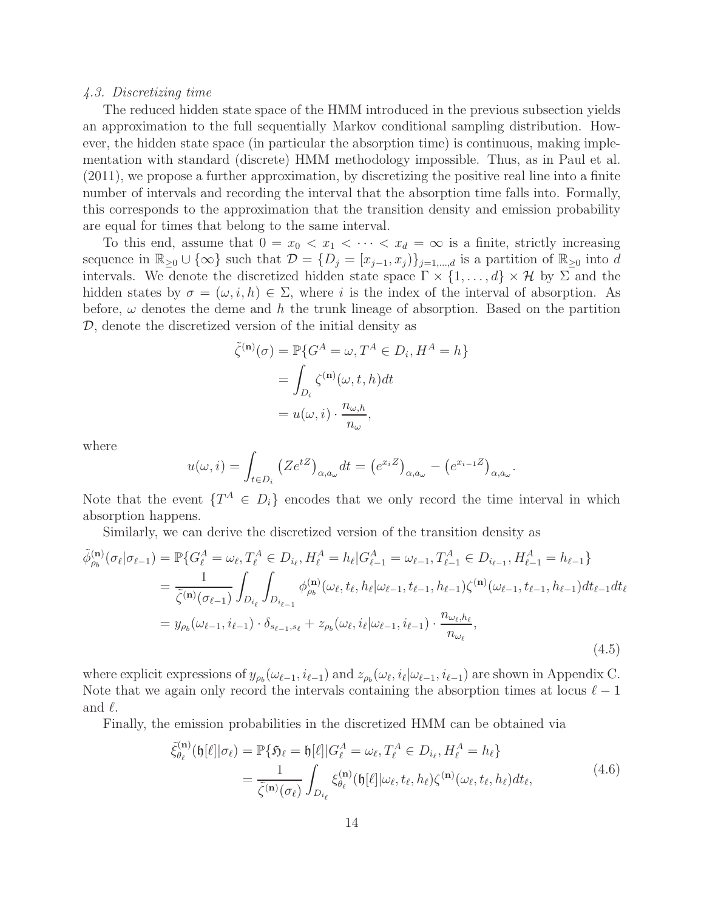### 4.3. Discretizing time

The reduced hidden state space of the HMM introduced in the previous subsection yields an approximation to the full sequentially Markov conditional sampling distribution. However, the hidden state space (in particular the absorption time) is continuous, making implementation with standard (discrete) HMM methodology impossible. Thus, as in Paul et al. (2011), we propose a further approximation, by discretizing the positive real line into a finite number of intervals and recording the interval that the absorption time falls into. Formally, this corresponds to the approximation that the transition density and emission probability are equal for times that belong to the same interval.

To this end, assume that $0 = x_0 < x_1 < \cdots < x_d = \infty$ is a finite, strictly increasing sequence in $\mathbb{R}_{\geq 0} \cup \{\infty\}$ such that $\mathcal{D} = \{D_j = [x_{j-1}, x_j)\}_{j=1,\ldots,d}$ is a partition of $\mathbb{R}_{\geq 0}$ into $d$ intervals. We denote the discretized hidden state space $\Gamma \times \{1, \ldots, d\} \times \mathcal{H}$ by $\Sigma$ and the hidden states by $\sigma = (\omega, i, h) \in \Sigma$, where $i$ is the index of the interval of absorption. As before, $\omega$ denotes the deme and $h$ the trunk lineage of absorption. Based on the partition $\mathcal{D}$, denote the discretized version of the initial density as

$$
\begin{aligned}
\tilde{\zeta}^{(\mathbf{n})}(\sigma) &= \mathbb{P}\{G^A = \omega, T^A \in D_i, H^A = h\} \\
&= \int_{D_i} \zeta^{(\mathbf{n})}(\omega, t, h) dt \\
&= u(\omega, i) \cdot \frac{n_{\omega,h}}{n_\omega},
\end{aligned}
$$

where

$$
u(\omega, i) = \int_{t \in D_i} \left(Ze^{tZ}\right)_{\alpha, a_\omega} dt = \left(e^{x_i Z}\right)_{\alpha, a_\omega} - \left(e^{x_{i-1} Z}\right)_{\alpha, a_\omega}.
$$

Note that the event $\{T^A \in D_i\}$ encodes that we only record the time interval in which absorption happens.

Similarly, we can derive the discretized version of the transition density as

$$
\begin{aligned}
\tilde{\phi}^{(\mathbf{n})}_{\rho_b}(\sigma_\ell|\sigma_{\ell-1}) &= \mathbb{P}\{G^A_\ell = \omega_\ell, T^A_\ell \in D_{i_\ell}, H^A_\ell = h_\ell | G^A_{\ell-1} = \omega_{\ell-1}, T^A_{\ell-1} \in D_{i_{\ell-1}}, H^A_{\ell-1} = h_{\ell-1}\} \\
&= \frac{1}{\tilde{\zeta}^{(\mathbf{n})}(\sigma_{\ell-1})} \int_{D_{i_\ell}} \int_{D_{i_{\ell-1}}} \phi^{(\mathbf{n})}_{\rho_b}(\omega_\ell, t_\ell, h_\ell | \omega_{\ell-1}, t_{\ell-1}, h_{\ell-1}) \zeta^{(\mathbf{n})}(\omega_{\ell-1}, t_{\ell-1}, h_{\ell-1}) dt_{\ell-1} dt_\ell \\
&= y_{\rho_b}(\omega_{\ell-1}, i_{\ell-1}) \cdot \delta_{s_{\ell-1}, s_\ell} + z_{\rho_b}(\omega_\ell, i_\ell | \omega_{\ell-1}, i_{\ell-1}) \cdot \frac{n_{\omega_\ell, h_\ell}}{n_{\omega_\ell}},
\end{aligned}
\tag{4.5}
$$

where explicit expressions of $y_{\rho_b}(\omega_{\ell-1}, i_{\ell-1})$ and $z_{\rho_b}(\omega_\ell, i_\ell | \omega_{\ell-1}, i_{\ell-1})$ are shown in Appendix C. Note that we again only record the intervals containing the absorption times at locus $\ell - 1$ and $\ell$.

Finally, the emission probabilities in the discretized HMM can be obtained via

$$
\begin{aligned}
\tilde{\xi}^{(\mathbf{n})}_{\theta_\ell}(\mathfrak{h}[\ell]|\sigma_\ell) &= \mathbb{P}\{\mathfrak{H}_\ell = \mathfrak{h}[\ell] | G^A_\ell = \omega_\ell, T^A_\ell \in D_{i_\ell}, H^A_\ell = h_\ell\} \\
&= \frac{1}{\tilde{\zeta}^{(\mathbf{n})}(\sigma_\ell)} \int_{D_{i_\ell}} \xi^{(\mathbf{n})}_{\theta_\ell}(\mathfrak{h}[\ell] | \omega_\ell, t_\ell, h_\ell) \zeta^{(\mathbf{n})}(\omega_\ell, t_\ell, h_\ell) dt_\ell,
\end{aligned}
\tag{4.6}
$$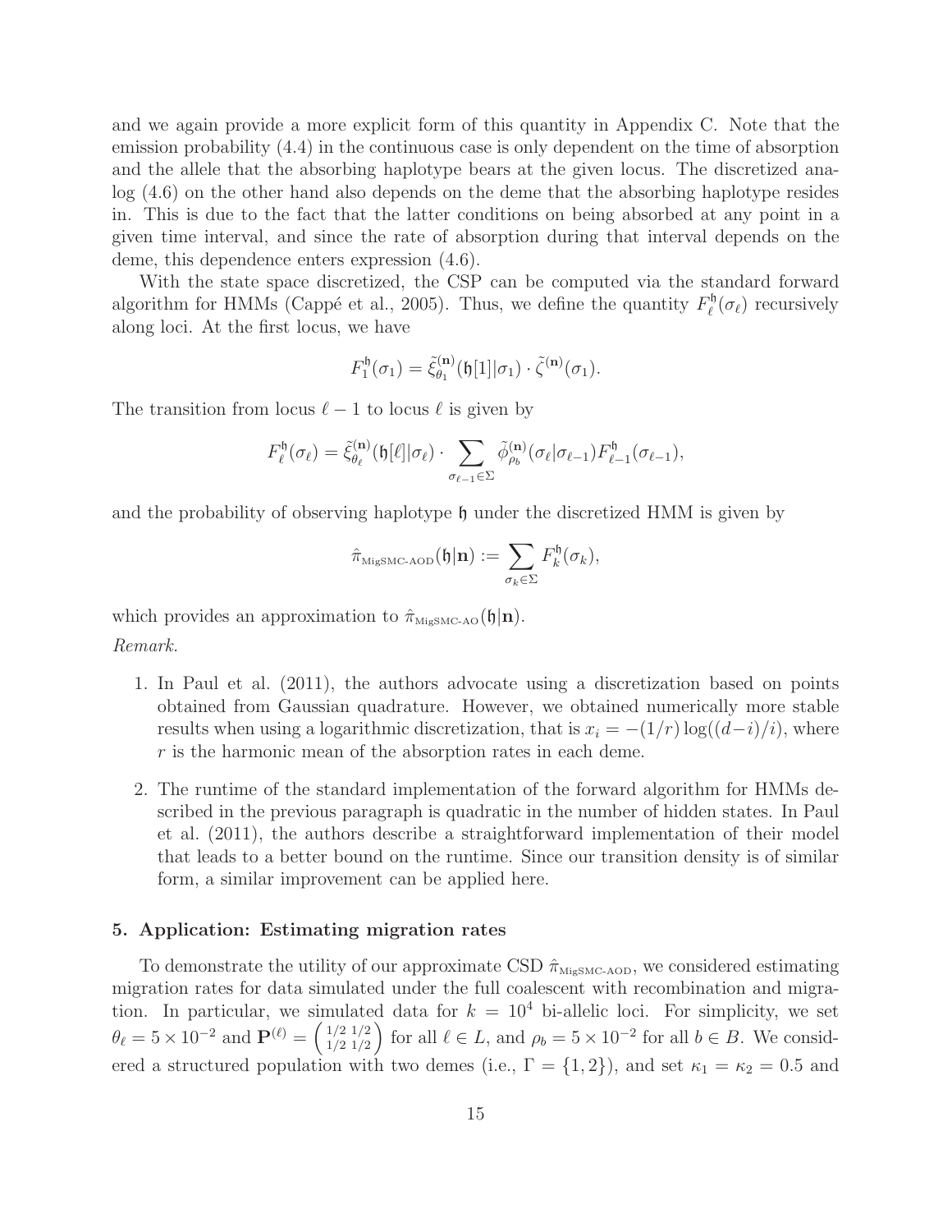and we again provide a more explicit form of this quantity in Appendix C. Note that the emission probability (4.4) in the continuous case is only dependent on the time of absorption and the allele that the absorbing haplotype bears at the given locus. The discretized analog (4.6) on the other hand also depends on the deme that the absorbing haplotype resides in. This is due to the fact that the latter conditions on being absorbed at any point in a given time interval, and since the rate of absorption during that interval depends on the deme, this dependence enters expression (4.6).

With the state space discretized, the CSP can be computed via the standard forward algorithm for HMMs (Cappé et al., 2005). Thus, we define the quantity $F_\ell^{\mathfrak{h}}(\sigma_\ell)$ recursively along loci. At the first locus, we have

$$F_1^{\mathfrak{h}}(\sigma_1) = \tilde{\xi}_{\theta_1}^{(\mathbf{n})}(\mathfrak{h}[1]|\sigma_1) \cdot \tilde{\zeta}^{(\mathbf{n})}(\sigma_1).$$

The transition from locus $\ell - 1$ to locus $\ell$ is given by

$$F_\ell^{\mathfrak{h}}(\sigma_\ell) = \tilde{\xi}_{\theta_\ell}^{(\mathbf{n})}(\mathfrak{h}[\ell]|\sigma_\ell) \cdot \sum_{\sigma_{\ell-1} \in \Sigma} \tilde{\phi}_{\rho_b}^{(\mathbf{n})}(\sigma_\ell|\sigma_{\ell-1}) F_{\ell-1}^{\mathfrak{h}}(\sigma_{\ell-1}),$$

and the probability of observing haplotype $\mathfrak{h}$ under the discretized HMM is given by

$$\hat{\pi}_{\text{MigSMC-AOD}}(\mathfrak{h}|\mathbf{n}) := \sum_{\sigma_k \in \Sigma} F_k^{\mathfrak{h}}(\sigma_k),$$

which provides an approximation to $\hat{\pi}_{\text{MigSMC-AO}}(\mathfrak{h}|\mathbf{n})$.

*Remark.*

1. In Paul et al. (2011), the authors advocate using a discretization based on points obtained from Gaussian quadrature. However, we obtained numerically more stable results when using a logarithmic discretization, that is $x_i = -(1/r)\log((d-i)/i)$, where $r$ is the harmonic mean of the absorption rates in each deme.

2. The runtime of the standard implementation of the forward algorithm for HMMs described in the previous paragraph is quadratic in the number of hidden states. In Paul et al. (2011), the authors describe a straightforward implementation of their model that leads to a better bound on the runtime. Since our transition density is of similar form, a similar improvement can be applied here.

## 5. Application: Estimating migration rates

To demonstrate the utility of our approximate CSD $\hat{\pi}_{\text{MigSMC-AOD}}$, we considered estimating migration rates for data simulated under the full coalescent with recombination and migration. In particular, we simulated data for $k = 10^4$ bi-allelic loci. For simplicity, we set $\theta_\ell = 5 \times 10^{-2}$ and $\mathbf{P}^{(\ell)} = \begin{pmatrix} 1/2 & 1/2 \\ 1/2 & 1/2 \end{pmatrix}$ for all $\ell \in L$, and $\rho_b = 5 \times 10^{-2}$ for all $b \in B$. We considered a structured population with two demes (i.e., $\Gamma = \{1, 2\}$), and set $\kappa_1 = \kappa_2 = 0.5$ and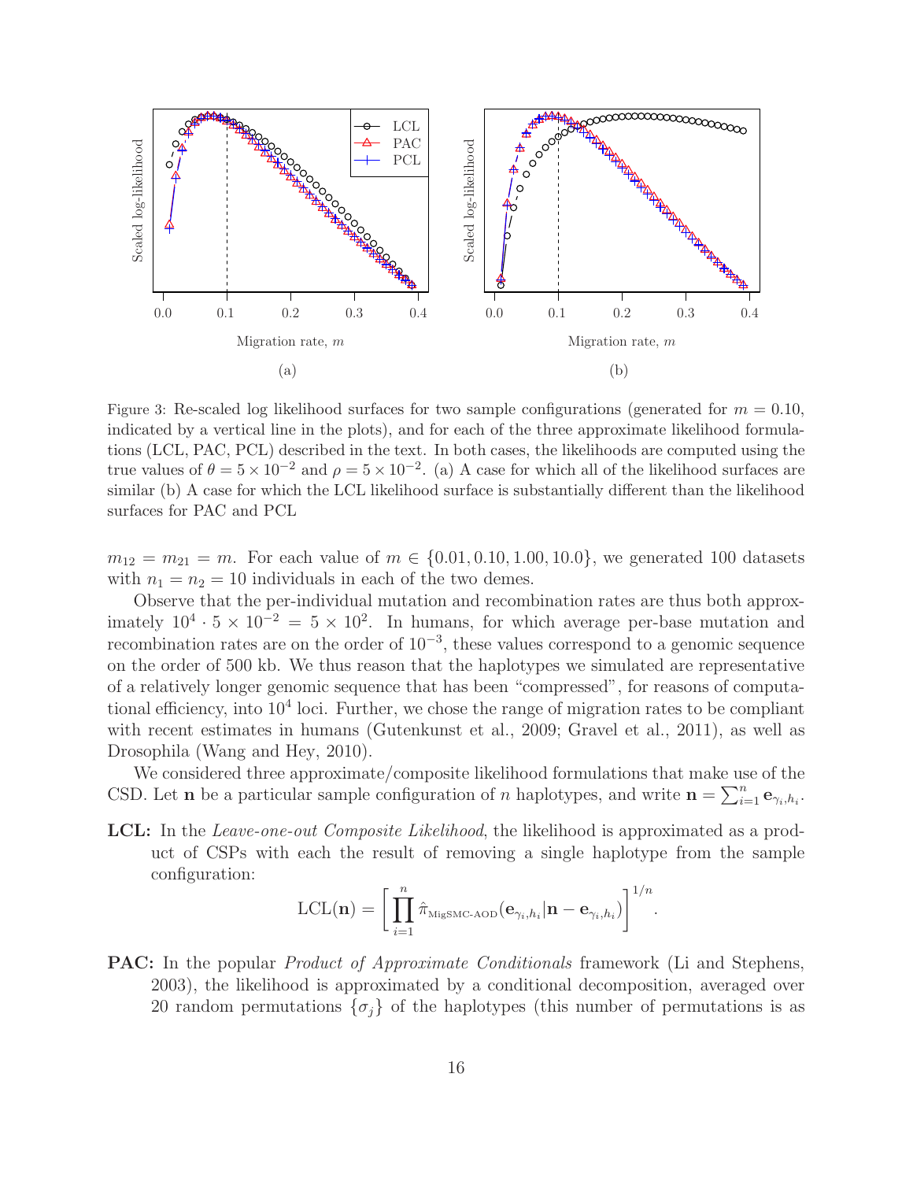Figure 3: Re-scaled log likelihood surfaces for two sample configurations (generated for $m = 0.10$, indicated by a vertical line in the plots), and for each of the three approximate likelihood formulations (LCL, PAC, PCL) described in the text. In both cases, the likelihoods are computed using the true values of $\theta = 5 \times 10^{-2}$ and $\rho = 5 \times 10^{-2}$. (a) A case for which all of the likelihood surfaces are similar (b) A case for which the LCL likelihood surface is substantially different than the likelihood surfaces for PAC and PCL

$m_{12} = m_{21} = m$. For each value of $m \in \{0.01, 0.10, 1.00, 10.0\}$, we generated 100 datasets with $n_1 = n_2 = 10$ individuals in each of the two demes.

Observe that the per-individual mutation and recombination rates are thus both approximately $10^4 \cdot 5 \times 10^{-2} = 5 \times 10^2$. In humans, for which average per-base mutation and recombination rates are on the order of $10^{-3}$, these values correspond to a genomic sequence on the order of 500 kb. We thus reason that the haplotypes we simulated are representative of a relatively longer genomic sequence that has been "compressed", for reasons of computational efficiency, into $10^4$ loci. Further, we chose the range of migration rates to be compliant with recent estimates in humans (Gutenkunst et al., 2009; Gravel et al., 2011), as well as Drosophila (Wang and Hey, 2010).

We considered three approximate/composite likelihood formulations that make use of the CSD. Let $\mathbf{n}$ be a particular sample configuration of $n$ haplotypes, and write $\mathbf{n} = \sum_{i=1}^{n} \mathbf{e}_{\gamma_i, h_i}$.

**LCL:** In the *Leave-one-out Composite Likelihood*, the likelihood is approximated as a product of CSPs with each the result of removing a single haplotype from the sample configuration:

$$\mathrm{LCL}(\mathbf{n}) = \left[ \prod_{i=1}^{n} \hat{\pi}_{\text{MigSMC-AOD}}(\mathbf{e}_{\gamma_i, h_i} | \mathbf{n} - \mathbf{e}_{\gamma_i, h_i}) \right]^{1/n}.$$

**PAC:** In the popular *Product of Approximate Conditionals* framework (Li and Stephens, 2003), the likelihood is approximated by a conditional decomposition, averaged over 20 random permutations $\{\sigma_j\}$ of the haplotypes (this number of permutations is as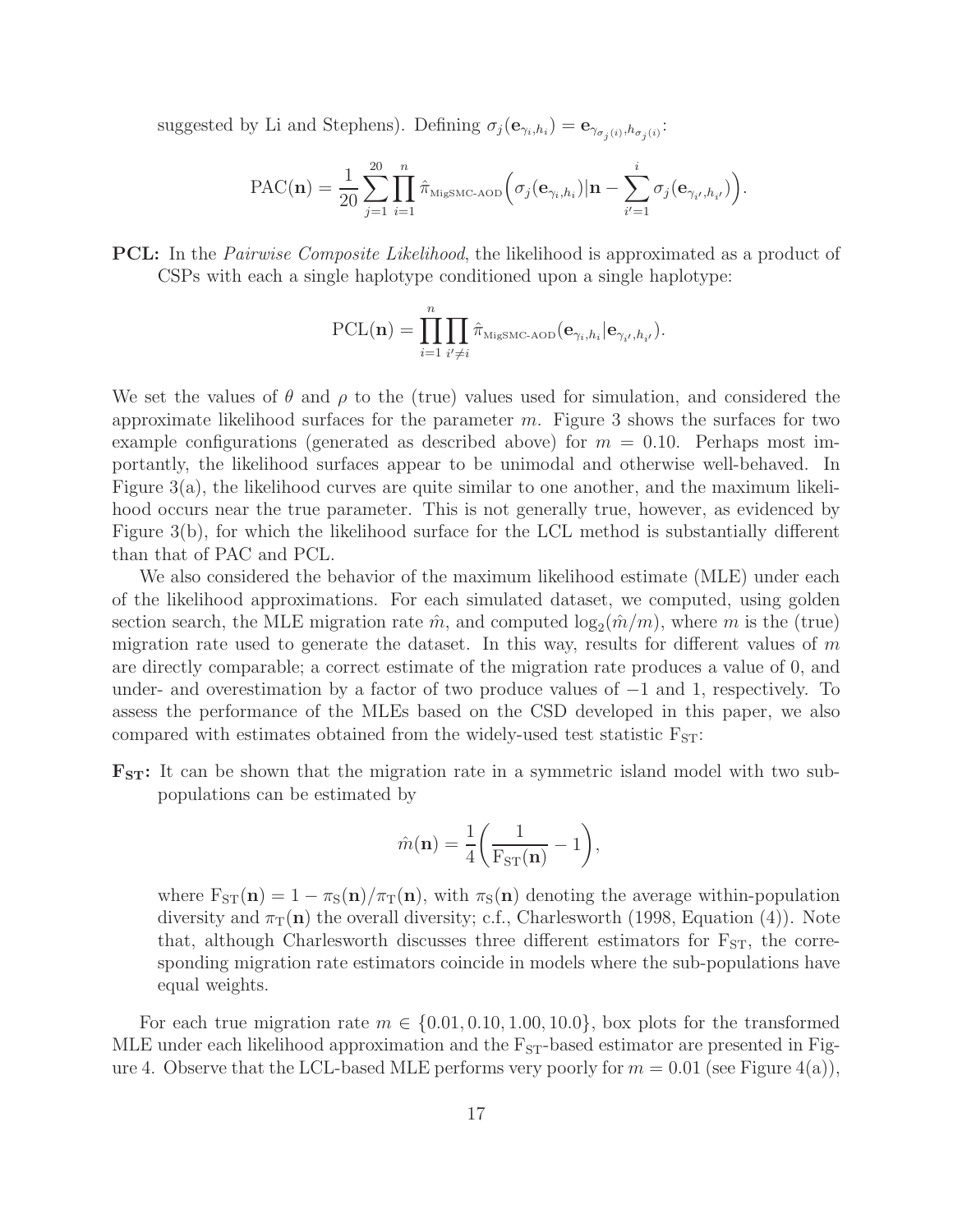suggested by Li and Stephens). Defining $\sigma_j(\mathbf{e}_{\gamma_i,h_i}) = \mathbf{e}_{\gamma_{\sigma_j(i)},h_{\sigma_j(i)}}$:

$$\text{PAC}(\mathbf{n}) = \frac{1}{20}\sum_{j=1}^{20}\prod_{i=1}^{n} \hat{\pi}_{\text{MigSMC-AOD}}\Big(\sigma_j(\mathbf{e}_{\gamma_i,h_i})|\mathbf{n} - \sum_{i'=1}^{i}\sigma_j(\mathbf{e}_{\gamma_{i'},h_{i'}})\Big).$$

**PCL:** In the *Pairwise Composite Likelihood*, the likelihood is approximated as a product of CSPs with each a single haplotype conditioned upon a single haplotype:

$$\text{PCL}(\mathbf{n}) = \prod_{i=1}^{n}\prod_{i'\neq i} \hat{\pi}_{\text{MigSMC-AOD}}(\mathbf{e}_{\gamma_i,h_i}|\mathbf{e}_{\gamma_{i'},h_{i'}}).$$

We set the values of $\theta$ and $\rho$ to the (true) values used for simulation, and considered the approximate likelihood surfaces for the parameter $m$. Figure 3 shows the surfaces for two example configurations (generated as described above) for $m = 0.10$. Perhaps most importantly, the likelihood surfaces appear to be unimodal and otherwise well-behaved. In Figure 3(a), the likelihood curves are quite similar to one another, and the maximum likelihood occurs near the true parameter. This is not generally true, however, as evidenced by Figure 3(b), for which the likelihood surface for the LCL method is substantially different than that of PAC and PCL.

We also considered the behavior of the maximum likelihood estimate (MLE) under each of the likelihood approximations. For each simulated dataset, we computed, using golden section search, the MLE migration rate $\hat{m}$, and computed $\log_2(\hat{m}/m)$, where $m$ is the (true) migration rate used to generate the dataset. In this way, results for different values of $m$ are directly comparable; a correct estimate of the migration rate produces a value of 0, and under- and overestimation by a factor of two produce values of $-1$ and 1, respectively. To assess the performance of the MLEs based on the CSD developed in this paper, we also compared with estimates obtained from the widely-used test statistic $\text{F}_{\text{ST}}$:

**$\mathbf{F_{ST}}$:** It can be shown that the migration rate in a symmetric island model with two sub-populations can be estimated by

$$\hat{m}(\mathbf{n}) = \frac{1}{4}\bigg(\frac{1}{\text{F}_{\text{ST}}(\mathbf{n})} - 1\bigg),$$

where $\text{F}_{\text{ST}}(\mathbf{n}) = 1 - \pi_{\text{S}}(\mathbf{n})/\pi_{\text{T}}(\mathbf{n})$, with $\pi_{\text{S}}(\mathbf{n})$ denoting the average within-population diversity and $\pi_{\text{T}}(\mathbf{n})$ the overall diversity; c.f., Charlesworth (1998, Equation (4)). Note that, although Charlesworth discusses three different estimators for $\text{F}_{\text{ST}}$, the corresponding migration rate estimators coincide in models where the sub-populations have equal weights.

For each true migration rate $m \in \{0.01, 0.10, 1.00, 10.0\}$, box plots for the transformed MLE under each likelihood approximation and the $\text{F}_{\text{ST}}$-based estimator are presented in Figure 4. Observe that the LCL-based MLE performs very poorly for $m = 0.01$ (see Figure 4(a)),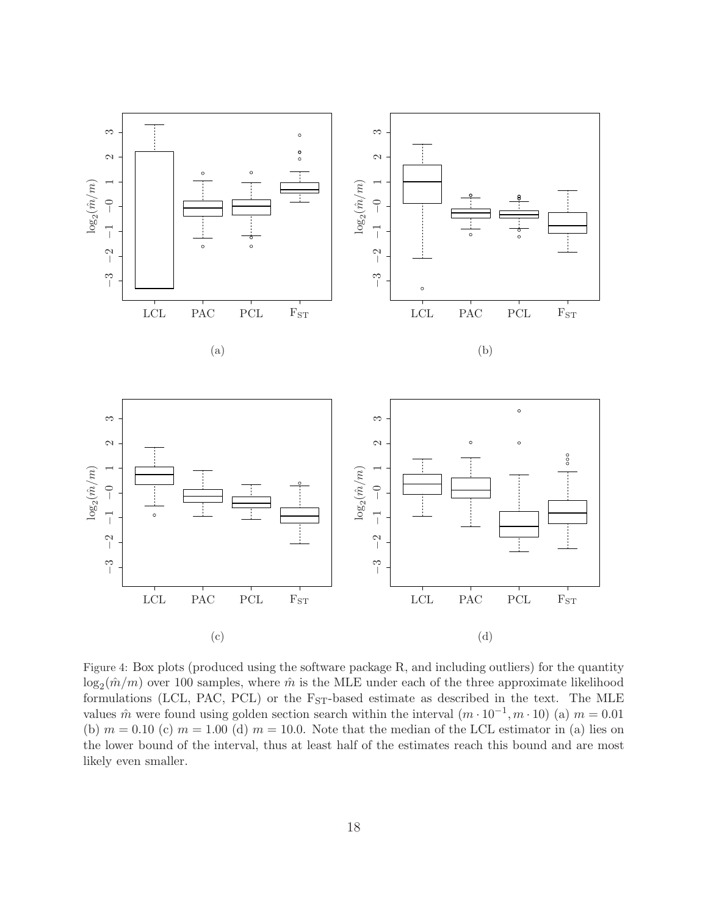Figure 4: Box plots (produced using the software package R, and including outliers) for the quantity $\log_2(\hat{m}/m)$ over 100 samples, where $\hat{m}$ is the MLE under each of the three approximate likelihood formulations (LCL, PAC, PCL) or the $F_{ST}$-based estimate as described in the text. The MLE values $\hat{m}$ were found using golden section search within the interval $(m \cdot 10^{-1}, m \cdot 10)$ (a) $m = 0.01$ (b) $m = 0.10$ (c) $m = 1.00$ (d) $m = 10.0$. Note that the median of the LCL estimator in (a) lies on the lower bound of the interval, thus at least half of the estimates reach this bound and are most likely even smaller.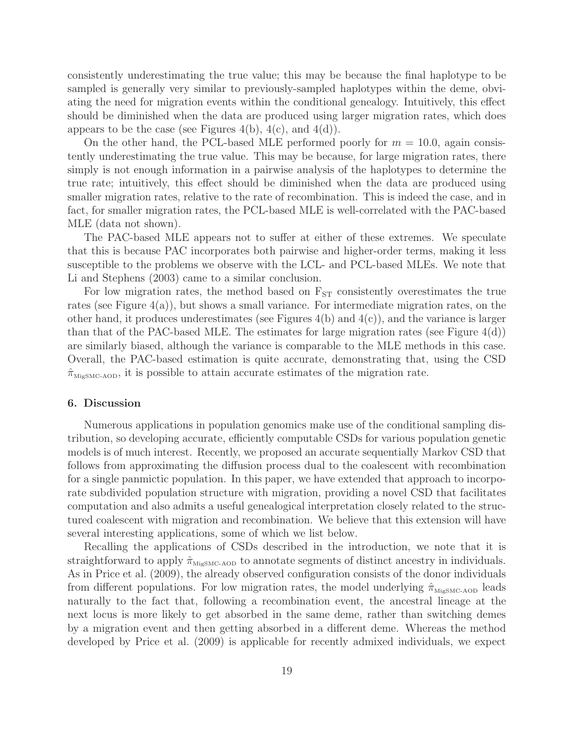consistently underestimating the true value; this may be because the final haplotype to be sampled is generally very similar to previously-sampled haplotypes within the deme, obviating the need for migration events within the conditional genealogy. Intuitively, this effect should be diminished when the data are produced using larger migration rates, which does appears to be the case (see Figures 4(b), 4(c), and 4(d)).

On the other hand, the PCL-based MLE performed poorly for $m = 10.0$, again consistently underestimating the true value. This may be because, for large migration rates, there simply is not enough information in a pairwise analysis of the haplotypes to determine the true rate; intuitively, this effect should be diminished when the data are produced using smaller migration rates, relative to the rate of recombination. This is indeed the case, and in fact, for smaller migration rates, the PCL-based MLE is well-correlated with the PAC-based MLE (data not shown).

The PAC-based MLE appears not to suffer at either of these extremes. We speculate that this is because PAC incorporates both pairwise and higher-order terms, making it less susceptible to the problems we observe with the LCL- and PCL-based MLEs. We note that Li and Stephens (2003) came to a similar conclusion.

For low migration rates, the method based on $\mathrm{F_{ST}}$ consistently overestimates the true rates (see Figure 4(a)), but shows a small variance. For intermediate migration rates, on the other hand, it produces underestimates (see Figures 4(b) and 4(c)), and the variance is larger than that of the PAC-based MLE. The estimates for large migration rates (see Figure 4(d)) are similarly biased, although the variance is comparable to the MLE methods in this case. Overall, the PAC-based estimation is quite accurate, demonstrating that, using the CSD $\hat{\pi}_{\text{MigSMC-AOD}}$, it is possible to attain accurate estimates of the migration rate.

## 6. Discussion

Numerous applications in population genomics make use of the conditional sampling distribution, so developing accurate, efficiently computable CSDs for various population genetic models is of much interest. Recently, we proposed an accurate sequentially Markov CSD that follows from approximating the diffusion process dual to the coalescent with recombination for a single panmictic population. In this paper, we have extended that approach to incorporate subdivided population structure with migration, providing a novel CSD that facilitates computation and also admits a useful genealogical interpretation closely related to the structured coalescent with migration and recombination. We believe that this extension will have several interesting applications, some of which we list below.

Recalling the applications of CSDs described in the introduction, we note that it is straightforward to apply $\hat{\pi}_{\text{MigSMC-AOD}}$ to annotate segments of distinct ancestry in individuals. As in Price et al. (2009), the already observed configuration consists of the donor individuals from different populations. For low migration rates, the model underlying $\hat{\pi}_{\text{MigSMC-AOD}}$ leads naturally to the fact that, following a recombination event, the ancestral lineage at the next locus is more likely to get absorbed in the same deme, rather than switching demes by a migration event and then getting absorbed in a different deme. Whereas the method developed by Price et al. (2009) is applicable for recently admixed individuals, we expect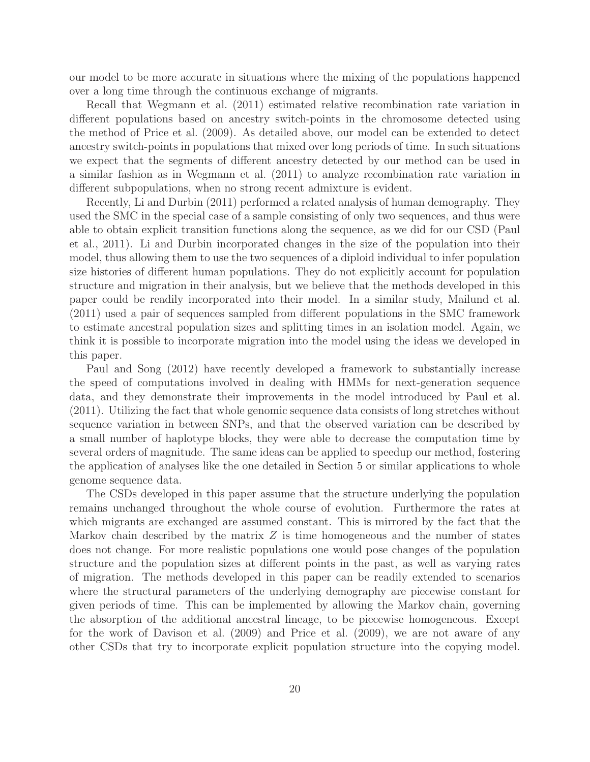our model to be more accurate in situations where the mixing of the populations happened over a long time through the continuous exchange of migrants.

Recall that Wegmann et al. (2011) estimated relative recombination rate variation in different populations based on ancestry switch-points in the chromosome detected using the method of Price et al. (2009). As detailed above, our model can be extended to detect ancestry switch-points in populations that mixed over long periods of time. In such situations we expect that the segments of different ancestry detected by our method can be used in a similar fashion as in Wegmann et al. (2011) to analyze recombination rate variation in different subpopulations, when no strong recent admixture is evident.

Recently, Li and Durbin (2011) performed a related analysis of human demography. They used the SMC in the special case of a sample consisting of only two sequences, and thus were able to obtain explicit transition functions along the sequence, as we did for our CSD (Paul et al., 2011). Li and Durbin incorporated changes in the size of the population into their model, thus allowing them to use the two sequences of a diploid individual to infer population size histories of different human populations. They do not explicitly account for population structure and migration in their analysis, but we believe that the methods developed in this paper could be readily incorporated into their model. In a similar study, Mailund et al. (2011) used a pair of sequences sampled from different populations in the SMC framework to estimate ancestral population sizes and splitting times in an isolation model. Again, we think it is possible to incorporate migration into the model using the ideas we developed in this paper.

Paul and Song (2012) have recently developed a framework to substantially increase the speed of computations involved in dealing with HMMs for next-generation sequence data, and they demonstrate their improvements in the model introduced by Paul et al. (2011). Utilizing the fact that whole genomic sequence data consists of long stretches without sequence variation in between SNPs, and that the observed variation can be described by a small number of haplotype blocks, they were able to decrease the computation time by several orders of magnitude. The same ideas can be applied to speedup our method, fostering the application of analyses like the one detailed in Section 5 or similar applications to whole genome sequence data.

The CSDs developed in this paper assume that the structure underlying the population remains unchanged throughout the whole course of evolution. Furthermore the rates at which migrants are exchanged are assumed constant. This is mirrored by the fact that the Markov chain described by the matrix $Z$ is time homogeneous and the number of states does not change. For more realistic populations one would pose changes of the population structure and the population sizes at different points in the past, as well as varying rates of migration. The methods developed in this paper can be readily extended to scenarios where the structural parameters of the underlying demography are piecewise constant for given periods of time. This can be implemented by allowing the Markov chain, governing the absorption of the additional ancestral lineage, to be piecewise homogeneous. Except for the work of Davison et al. (2009) and Price et al. (2009), we are not aware of any other CSDs that try to incorporate explicit population structure into the copying model.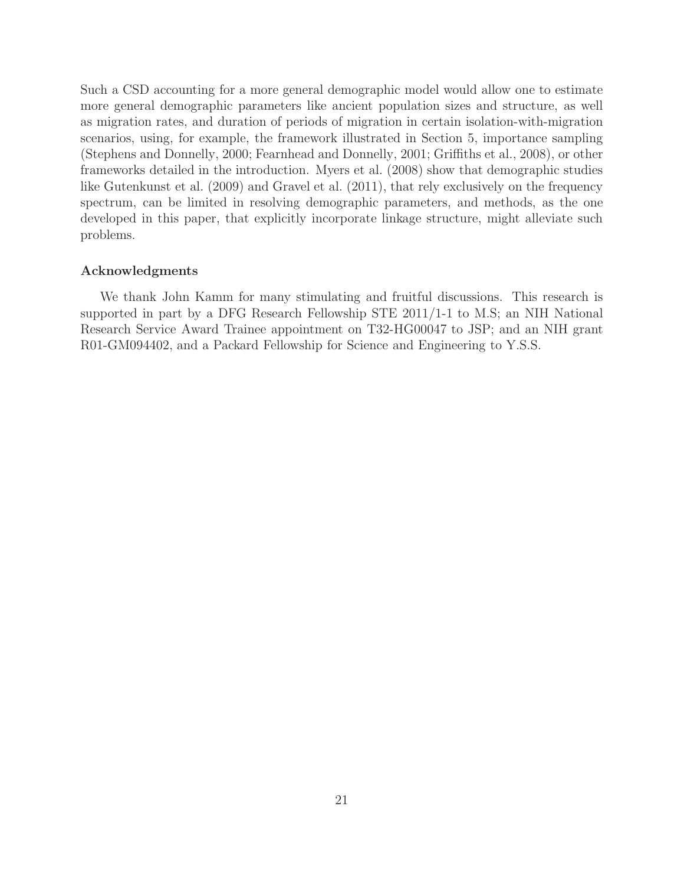Such a CSD accounting for a more general demographic model would allow one to estimate more general demographic parameters like ancient population sizes and structure, as well as migration rates, and duration of periods of migration in certain isolation-with-migration scenarios, using, for example, the framework illustrated in Section 5, importance sampling (Stephens and Donnelly, 2000; Fearnhead and Donnelly, 2001; Griffiths et al., 2008), or other frameworks detailed in the introduction. Myers et al. (2008) show that demographic studies like Gutenkunst et al. (2009) and Gravel et al. (2011), that rely exclusively on the frequency spectrum, can be limited in resolving demographic parameters, and methods, as the one developed in this paper, that explicitly incorporate linkage structure, might alleviate such problems.

### Acknowledgments

We thank John Kamm for many stimulating and fruitful discussions. This research is supported in part by a DFG Research Fellowship STE 2011/1-1 to M.S; an NIH National Research Service Award Trainee appointment on T32-HG00047 to JSP; and an NIH grant R01-GM094402, and a Packard Fellowship for Science and Engineering to Y.S.S.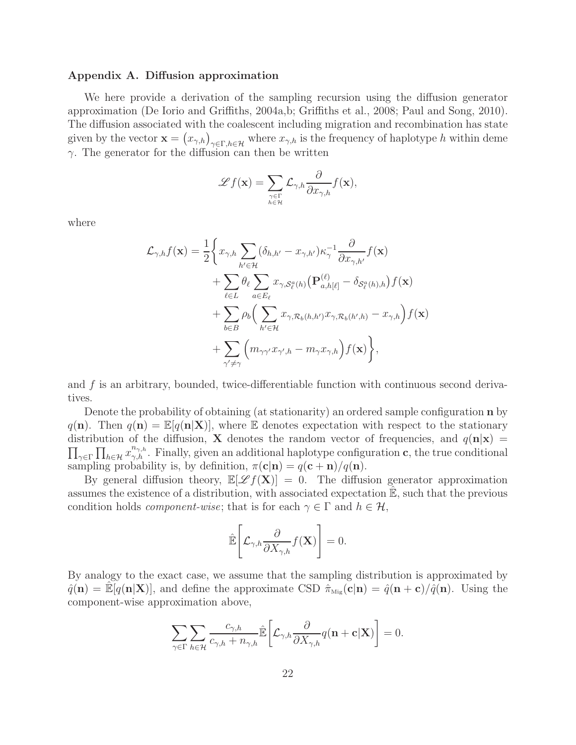### Appendix A. Diffusion approximation

We here provide a derivation of the sampling recursion using the diffusion generator approximation (De Iorio and Griffiths, 2004a,b; Griffiths et al., 2008; Paul and Song, 2010). The diffusion associated with the coalescent including migration and recombination has state given by the vector $\mathbf{x} = \big(x_{\gamma,h}\big)_{\gamma\in\Gamma,h\in\mathcal{H}}$ where $x_{\gamma,h}$ is the frequency of haplotype $h$ within deme $\gamma$. The generator for the diffusion can then be written

$$\mathscr{L}f(\mathbf{x}) = \sum_{\substack{\gamma\in\Gamma\\ h\in\mathcal{H}}} \mathcal{L}_{\gamma,h}\frac{\partial}{\partial x_{\gamma,h}}f(\mathbf{x}),$$

where

$$\begin{aligned}
\mathcal{L}_{\gamma,h}f(\mathbf{x}) = \frac{1}{2}\bigg\{ & x_{\gamma,h}\sum_{h'\in\mathcal{H}}(\delta_{h,h'} - x_{\gamma,h'})\kappa_\gamma^{-1}\frac{\partial}{\partial x_{\gamma,h'}}f(\mathbf{x}) \\
&+ \sum_{\ell\in L}\theta_\ell\sum_{a\in E_\ell} x_{\gamma,\mathcal{S}^a_\ell(h)}\big(\mathbf{P}^{(\ell)}_{a,h[\ell]} - \delta_{\mathcal{S}^a_\ell(h),h}\big)f(\mathbf{x}) \\
&+ \sum_{b\in B}\rho_b\Big(\sum_{h'\in\mathcal{H}} x_{\gamma,\mathcal{R}_b(h,h')}x_{\gamma,\mathcal{R}_b(h',h)} - x_{\gamma,h}\Big)f(\mathbf{x}) \\
&+ \sum_{\gamma'\neq\gamma}\Big(m_{\gamma\gamma'}x_{\gamma',h} - m_\gamma x_{\gamma,h}\Big)f(\mathbf{x})\bigg\},
\end{aligned}$$

and $f$ is an arbitrary, bounded, twice-differentiable function with continuous second derivatives.

Denote the probability of obtaining (at stationarity) an ordered sample configuration $\mathbf{n}$ by $q(\mathbf{n})$. Then $q(\mathbf{n}) = \mathbb{E}[q(\mathbf{n}|\mathbf{X})]$, where $\mathbb{E}$ denotes expectation with respect to the stationary distribution of the diffusion, $\mathbf{X}$ denotes the random vector of frequencies, and $q(\mathbf{n}|\mathbf{x}) = \prod_{\gamma\in\Gamma}\prod_{h\in\mathcal{H}} x_{\gamma,h}^{n_{\gamma,h}}$. Finally, given an additional haplotype configuration $\mathbf{c}$, the true conditional sampling probability is, by definition, $\pi(\mathbf{c}|\mathbf{n}) = q(\mathbf{c}+\mathbf{n})/q(\mathbf{n})$.

By general diffusion theory, $\mathbb{E}[\mathscr{L}f(\mathbf{X})] = 0$. The diffusion generator approximation assumes the existence of a distribution, with associated expectation $\hat{\mathbb{E}}$, such that the previous condition holds *component-wise*; that is for each $\gamma\in\Gamma$ and $h\in\mathcal{H}$,

$$\hat{\mathbb{E}}\bigg[\mathcal{L}_{\gamma,h}\frac{\partial}{\partial X_{\gamma,h}}f(\mathbf{X})\bigg] = 0.$$

By analogy to the exact case, we assume that the sampling distribution is approximated by $\hat{q}(\mathbf{n}) = \hat{\mathbb{E}}[q(\mathbf{n}|\mathbf{X})]$, and define the approximate CSD $\hat{\pi}_{\text{Mig}}(\mathbf{c}|\mathbf{n}) = \hat{q}(\mathbf{n}+\mathbf{c})/\hat{q}(\mathbf{n})$. Using the component-wise approximation above,

$$\sum_{\gamma\in\Gamma}\sum_{h\in\mathcal{H}}\frac{c_{\gamma,h}}{c_{\gamma,h}+n_{\gamma,h}}\hat{\mathbb{E}}\bigg[\mathcal{L}_{\gamma,h}\frac{\partial}{\partial X_{\gamma,h}}q(\mathbf{n}+\mathbf{c}|\mathbf{X})\bigg] = 0.$$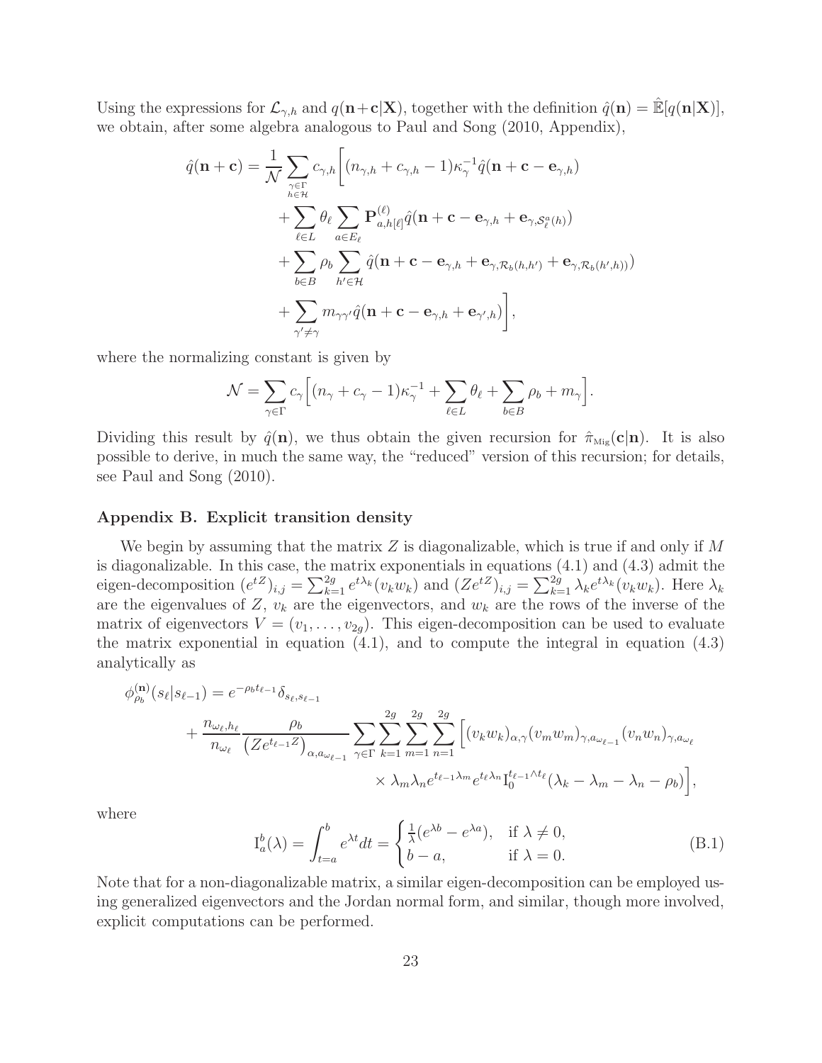Using the expressions for $\mathcal{L}_{\gamma,h}$ and $q(\mathbf{n}+\mathbf{c}|\mathbf{X})$, together with the definition $\hat{q}(\mathbf{n}) = \hat{\mathbb{E}}[q(\mathbf{n}|\mathbf{X})]$, we obtain, after some algebra analogous to Paul and Song (2010, Appendix),

$$
\begin{aligned}
\hat{q}(\mathbf{n}+\mathbf{c}) = \frac{1}{\mathcal{N}} \sum_{\substack{\gamma\in\Gamma \\ h\in\mathcal{H}}} c_{\gamma,h} \bigg[ & (n_{\gamma,h} + c_{\gamma,h} - 1)\kappa_\gamma^{-1} \hat{q}(\mathbf{n}+\mathbf{c}-\mathbf{e}_{\gamma,h}) \\
& + \sum_{\ell\in L} \theta_\ell \sum_{a\in E_\ell} \mathbf{P}^{(\ell)}_{a,h[\ell]} \hat{q}(\mathbf{n}+\mathbf{c}-\mathbf{e}_{\gamma,h}+\mathbf{e}_{\gamma,\mathcal{S}^a_\ell(h)}) \\
& + \sum_{b\in B} \rho_b \sum_{h'\in\mathcal{H}} \hat{q}(\mathbf{n}+\mathbf{c}-\mathbf{e}_{\gamma,h}+\mathbf{e}_{\gamma,\mathcal{R}_b(h,h')}+\mathbf{e}_{\gamma,\mathcal{R}_b(h',h)}) ) \\
& + \sum_{\gamma'\neq\gamma} m_{\gamma\gamma'} \hat{q}(\mathbf{n}+\mathbf{c}-\mathbf{e}_{\gamma,h}+\mathbf{e}_{\gamma',h}) \bigg],
\end{aligned}
$$

where the normalizing constant is given by

$$
\mathcal{N} = \sum_{\gamma\in\Gamma} c_\gamma \bigg[ (n_\gamma + c_\gamma - 1)\kappa_\gamma^{-1} + \sum_{\ell\in L}\theta_\ell + \sum_{b\in B}\rho_b + m_\gamma \bigg].
$$

Dividing this result by $\hat{q}(\mathbf{n})$, we thus obtain the given recursion for $\hat{\pi}_{\text{Mig}}(\mathbf{c}|\mathbf{n})$. It is also possible to derive, in much the same way, the "reduced" version of this recursion; for details, see Paul and Song (2010).

### Appendix B. Explicit transition density

We begin by assuming that the matrix $Z$ is diagonalizable, which is true if and only if $M$ is diagonalizable. In this case, the matrix exponentials in equations (4.1) and (4.3) admit the eigen-decomposition $(e^{tZ})_{i,j} = \sum_{k=1}^{2g} e^{t\lambda_k}(v_k w_k)$ and $(Ze^{tZ})_{i,j} = \sum_{k=1}^{2g} \lambda_k e^{t\lambda_k}(v_k w_k)$. Here $\lambda_k$ are the eigenvalues of $Z$, $v_k$ are the eigenvectors, and $w_k$ are the rows of the inverse of the matrix of eigenvectors $V = (v_1, \ldots, v_{2g})$. This eigen-decomposition can be used to evaluate the matrix exponential in equation (4.1), and to compute the integral in equation (4.3) analytically as

$$
\begin{aligned}
\phi^{(\mathbf{n})}_{\rho_b}(s_\ell|s_{\ell-1}) = {} & e^{-\rho_b t_{\ell-1}} \delta_{s_\ell, s_{\ell-1}} \\
& + \frac{n_{\omega_\ell,h_\ell}}{n_{\omega_\ell}} \frac{\rho_b}{\left(Ze^{t_{\ell-1}Z}\right)_{\alpha,a_{\omega_{\ell-1}}}} \sum_{\gamma\in\Gamma}\sum_{k=1}^{2g}\sum_{m=1}^{2g}\sum_{n=1}^{2g} \Big[ (v_k w_k)_{\alpha,\gamma} (v_m w_m)_{\gamma,a_{\omega_{\ell-1}}} (v_n w_n)_{\gamma,a_{\omega_\ell}} \\
& \qquad \times \lambda_m \lambda_n e^{t_{\ell-1}\lambda_m} e^{t_\ell \lambda_n} \mathrm{I}_0^{t_{\ell-1}\wedge t_\ell}(\lambda_k - \lambda_m - \lambda_n - \rho_b) \Big],
\end{aligned}
$$

where

$$
\mathrm{I}_a^b(\lambda) = \int_{t=a}^{b} e^{\lambda t} dt = \begin{cases} \frac{1}{\lambda}(e^{\lambda b} - e^{\lambda a}), & \text{if } \lambda \neq 0, \\ b - a, & \text{if } \lambda = 0. \end{cases} \tag{B.1}
$$

Note that for a non-diagonalizable matrix, a similar eigen-decomposition can be employed using generalized eigenvectors and the Jordan normal form, and similar, though more involved, explicit computations can be performed.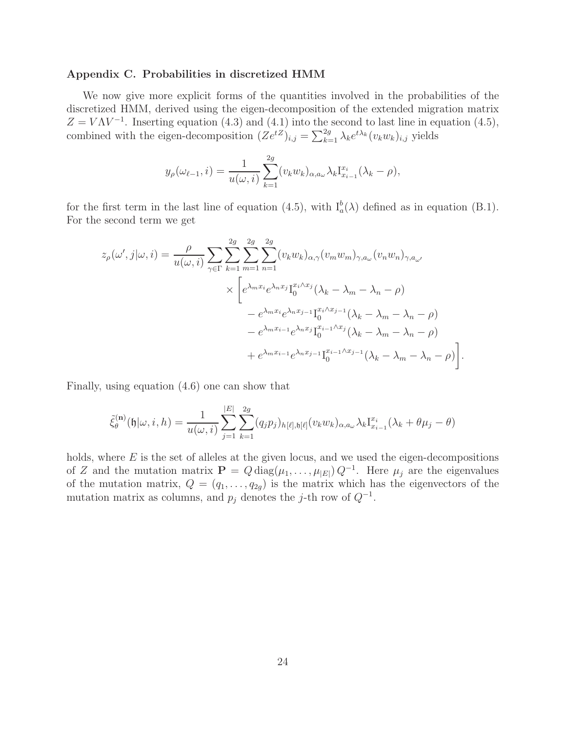### Appendix C. Probabilities in discretized HMM

We now give more explicit forms of the quantities involved in the probabilities of the discretized HMM, derived using the eigen-decomposition of the extended migration matrix $Z = V\Lambda V^{-1}$. Inserting equation (4.3) and (4.1) into the second to last line in equation (4.5), combined with the eigen-decomposition $(Ze^{tZ})_{i,j} = \sum_{k=1}^{2g} \lambda_k e^{t\lambda_k}(v_k w_k)_{i,j}$ yields

$$y_\rho(\omega_{\ell-1}, i) = \frac{1}{u(\omega, i)} \sum_{k=1}^{2g} (v_k w_k)_{\alpha, a_\omega} \lambda_k \mathrm{I}_{x_{i-1}}^{x_i}(\lambda_k - \rho),$$

for the first term in the last line of equation (4.5), with $\mathrm{I}_a^b(\lambda)$ defined as in equation (B.1). For the second term we get

$$\begin{aligned}
z_\rho(\omega', j|\omega, i) = \frac{\rho}{u(\omega, i)} \sum_{\gamma\in\Gamma} \sum_{k=1}^{2g} \sum_{m=1}^{2g} \sum_{n=1}^{2g} & (v_k w_k)_{\alpha,\gamma} (v_m w_m)_{\gamma, a_\omega} (v_n w_n)_{\gamma, a_{\omega'}} \\
\times \Bigg[ & e^{\lambda_m x_i} e^{\lambda_n x_j} \mathrm{I}_0^{x_i \wedge x_j}(\lambda_k - \lambda_m - \lambda_n - \rho) \\
& - e^{\lambda_m x_i} e^{\lambda_n x_{j-1}} \mathrm{I}_0^{x_i \wedge x_{j-1}}(\lambda_k - \lambda_m - \lambda_n - \rho) \\
& - e^{\lambda_m x_{i-1}} e^{\lambda_n x_j} \mathrm{I}_0^{x_{i-1} \wedge x_j}(\lambda_k - \lambda_m - \lambda_n - \rho) \\
& + e^{\lambda_m x_{i-1}} e^{\lambda_n x_{j-1}} \mathrm{I}_0^{x_{i-1} \wedge x_{j-1}}(\lambda_k - \lambda_m - \lambda_n - \rho) \Bigg].
\end{aligned}$$

Finally, using equation (4.6) one can show that

$$\tilde{\xi}_\theta^{(\mathbf{n})}(\mathfrak{h}|\omega, i, h) = \frac{1}{u(\omega, i)} \sum_{j=1}^{|E|} \sum_{k=1}^{2g} (q_j p_j)_{h[\ell], \mathfrak{h}[\ell]} (v_k w_k)_{\alpha, a_\omega} \lambda_k \mathrm{I}_{x_{i-1}}^{x_i}(\lambda_k + \theta\mu_j - \theta)$$

holds, where $E$ is the set of alleles at the given locus, and we used the eigen-decompositions of $Z$ and the mutation matrix $\mathbf{P} = Q \operatorname{diag}(\mu_1, \ldots, \mu_{|E|})\, Q^{-1}$. Here $\mu_j$ are the eigenvalues of the mutation matrix, $Q = (q_1, \ldots, q_{2g})$ is the matrix which has the eigenvectors of the mutation matrix as columns, and $p_j$ denotes the $j$-th row of $Q^{-1}$.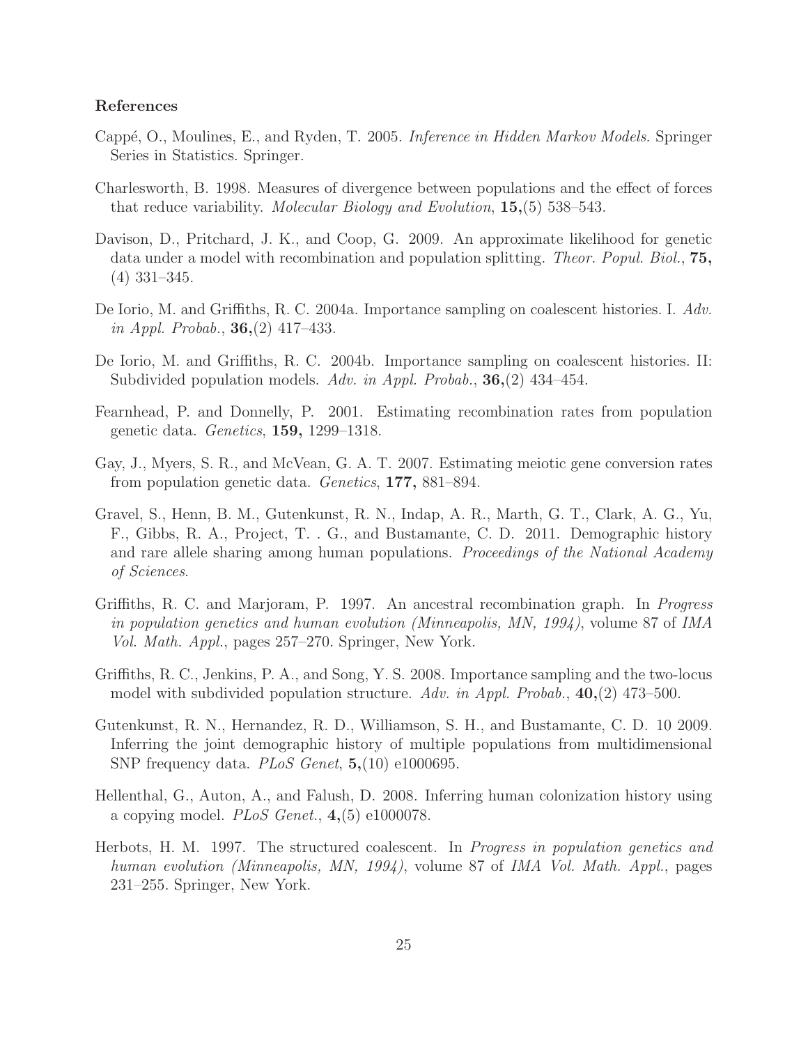### References

Cappé, O., Moulines, E., and Ryden, T. 2005. *Inference in Hidden Markov Models*. Springer Series in Statistics. Springer.

Charlesworth, B. 1998. Measures of divergence between populations and the effect of forces that reduce variability. *Molecular Biology and Evolution*, **15,**(5) 538–543.

Davison, D., Pritchard, J. K., and Coop, G. 2009. An approximate likelihood for genetic data under a model with recombination and population splitting. *Theor. Popul. Biol.*, **75,** (4) 331–345.

De Iorio, M. and Griffiths, R. C. 2004a. Importance sampling on coalescent histories. I. *Adv. in Appl. Probab.*, **36,**(2) 417–433.

De Iorio, M. and Griffiths, R. C. 2004b. Importance sampling on coalescent histories. II: Subdivided population models. *Adv. in Appl. Probab.*, **36,**(2) 434–454.

Fearnhead, P. and Donnelly, P. 2001. Estimating recombination rates from population genetic data. *Genetics*, **159,** 1299–1318.

Gay, J., Myers, S. R., and McVean, G. A. T. 2007. Estimating meiotic gene conversion rates from population genetic data. *Genetics*, **177,** 881–894.

Gravel, S., Henn, B. M., Gutenkunst, R. N., Indap, A. R., Marth, G. T., Clark, A. G., Yu, F., Gibbs, R. A., Project, T. . G., and Bustamante, C. D. 2011. Demographic history and rare allele sharing among human populations. *Proceedings of the National Academy of Sciences*.

Griffiths, R. C. and Marjoram, P. 1997. An ancestral recombination graph. In *Progress in population genetics and human evolution (Minneapolis, MN, 1994)*, volume 87 of *IMA Vol. Math. Appl.*, pages 257–270. Springer, New York.

Griffiths, R. C., Jenkins, P. A., and Song, Y. S. 2008. Importance sampling and the two-locus model with subdivided population structure. *Adv. in Appl. Probab.*, **40,**(2) 473–500.

Gutenkunst, R. N., Hernandez, R. D., Williamson, S. H., and Bustamante, C. D. 10 2009. Inferring the joint demographic history of multiple populations from multidimensional SNP frequency data. *PLoS Genet*, **5,**(10) e1000695.

Hellenthal, G., Auton, A., and Falush, D. 2008. Inferring human colonization history using a copying model. *PLoS Genet.*, **4,**(5) e1000078.

Herbots, H. M. 1997. The structured coalescent. In *Progress in population genetics and human evolution (Minneapolis, MN, 1994)*, volume 87 of *IMA Vol. Math. Appl.*, pages 231–255. Springer, New York.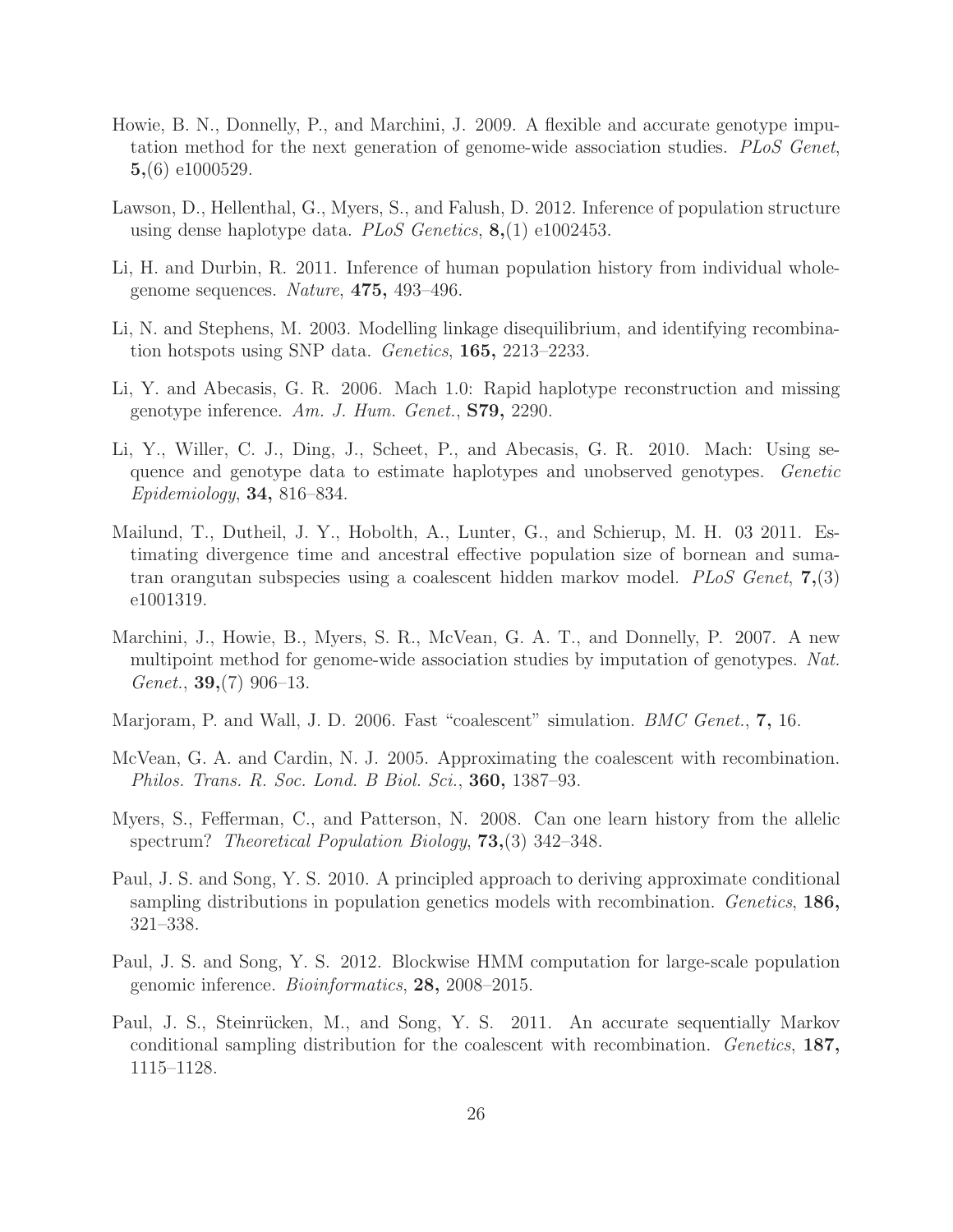Howie, B. N., Donnelly, P., and Marchini, J. 2009. A flexible and accurate genotype imputation method for the next generation of genome-wide association studies. *PLoS Genet*, **5,**(6) e1000529.

Lawson, D., Hellenthal, G., Myers, S., and Falush, D. 2012. Inference of population structure using dense haplotype data. *PLoS Genetics*, **8,**(1) e1002453.

Li, H. and Durbin, R. 2011. Inference of human population history from individual whole-genome sequences. *Nature*, **475,** 493–496.

Li, N. and Stephens, M. 2003. Modelling linkage disequilibrium, and identifying recombination hotspots using SNP data. *Genetics*, **165,** 2213–2233.

Li, Y. and Abecasis, G. R. 2006. Mach 1.0: Rapid haplotype reconstruction and missing genotype inference. *Am. J. Hum. Genet.*, **S79,** 2290.

Li, Y., Willer, C. J., Ding, J., Scheet, P., and Abecasis, G. R. 2010. Mach: Using sequence and genotype data to estimate haplotypes and unobserved genotypes. *Genetic Epidemiology*, **34,** 816–834.

Mailund, T., Dutheil, J. Y., Hobolth, A., Lunter, G., and Schierup, M. H. 03 2011. Estimating divergence time and ancestral effective population size of bornean and sumatran orangutan subspecies using a coalescent hidden markov model. *PLoS Genet*, **7,**(3) e1001319.

Marchini, J., Howie, B., Myers, S. R., McVean, G. A. T., and Donnelly, P. 2007. A new multipoint method for genome-wide association studies by imputation of genotypes. *Nat. Genet.*, **39,**(7) 906–13.

Marjoram, P. and Wall, J. D. 2006. Fast "coalescent" simulation. *BMC Genet.*, **7,** 16.

McVean, G. A. and Cardin, N. J. 2005. Approximating the coalescent with recombination. *Philos. Trans. R. Soc. Lond. B Biol. Sci.*, **360,** 1387–93.

Myers, S., Fefferman, C., and Patterson, N. 2008. Can one learn history from the allelic spectrum? *Theoretical Population Biology*, **73,**(3) 342–348.

Paul, J. S. and Song, Y. S. 2010. A principled approach to deriving approximate conditional sampling distributions in population genetics models with recombination. *Genetics*, **186,** 321–338.

Paul, J. S. and Song, Y. S. 2012. Blockwise HMM computation for large-scale population genomic inference. *Bioinformatics*, **28,** 2008–2015.

Paul, J. S., Steinrücken, M., and Song, Y. S. 2011. An accurate sequentially Markov conditional sampling distribution for the coalescent with recombination. *Genetics*, **187,** 1115–1128.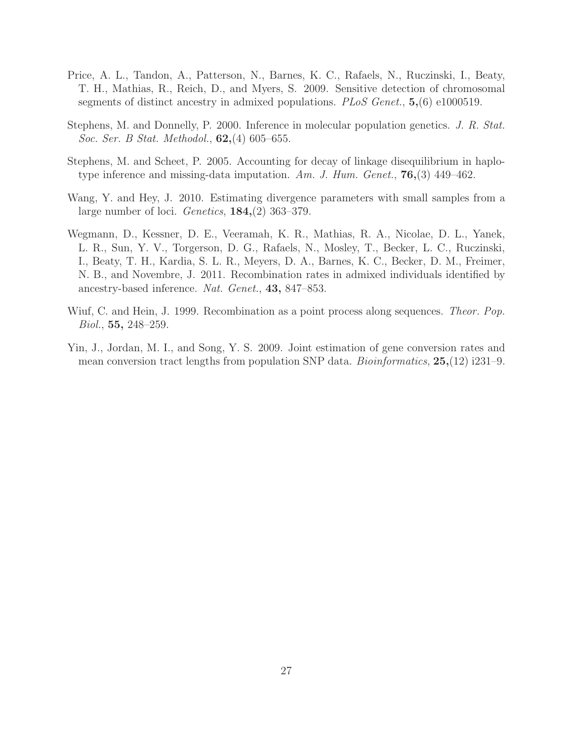Price, A. L., Tandon, A., Patterson, N., Barnes, K. C., Rafaels, N., Ruczinski, I., Beaty, T. H., Mathias, R., Reich, D., and Myers, S. 2009. Sensitive detection of chromosomal segments of distinct ancestry in admixed populations. *PLoS Genet.*, **5,**(6) e1000519.

Stephens, M. and Donnelly, P. 2000. Inference in molecular population genetics. *J. R. Stat. Soc. Ser. B Stat. Methodol.*, **62,**(4) 605–655.

Stephens, M. and Scheet, P. 2005. Accounting for decay of linkage disequilibrium in haplotype inference and missing-data imputation. *Am. J. Hum. Genet.*, **76,**(3) 449–462.

Wang, Y. and Hey, J. 2010. Estimating divergence parameters with small samples from a large number of loci. *Genetics*, **184,**(2) 363–379.

Wegmann, D., Kessner, D. E., Veeramah, K. R., Mathias, R. A., Nicolae, D. L., Yanek, L. R., Sun, Y. V., Torgerson, D. G., Rafaels, N., Mosley, T., Becker, L. C., Ruczinski, I., Beaty, T. H., Kardia, S. L. R., Meyers, D. A., Barnes, K. C., Becker, D. M., Freimer, N. B., and Novembre, J. 2011. Recombination rates in admixed individuals identified by ancestry-based inference. *Nat. Genet.*, **43,** 847–853.

Wiuf, C. and Hein, J. 1999. Recombination as a point process along sequences. *Theor. Pop. Biol.*, **55,** 248–259.

Yin, J., Jordan, M. I., and Song, Y. S. 2009. Joint estimation of gene conversion rates and mean conversion tract lengths from population SNP data. *Bioinformatics*, **25,**(12) i231–9.